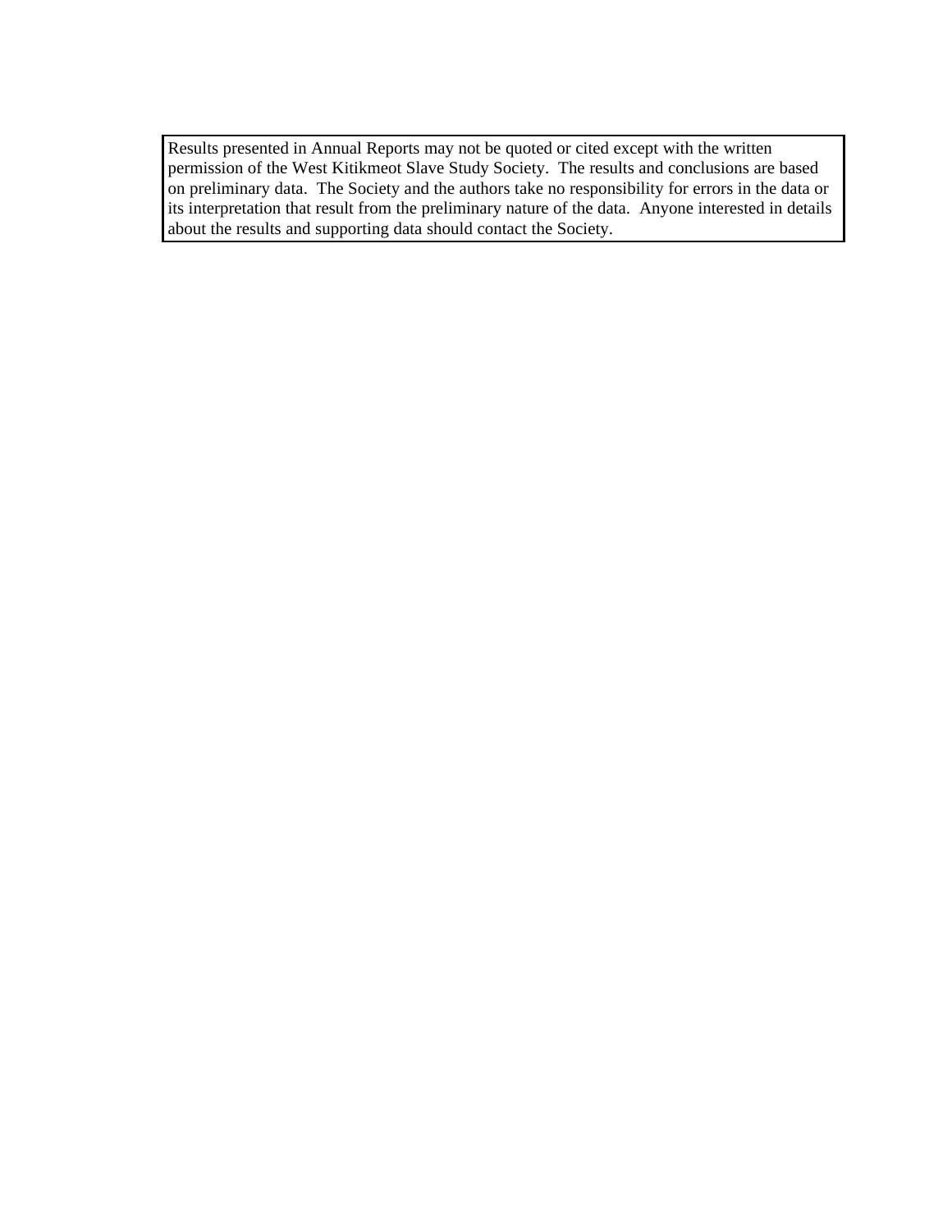Results presented in Annual Reports may not be quoted or cited except with the written permission of the West Kitikmeot Slave Study Society. The results and conclusions are based on preliminary data. The Society and the authors take no responsibility for errors in the data or its interpretation that result from the preliminary nature of the data. Anyone interested in details about the results and supporting data should contact the Society.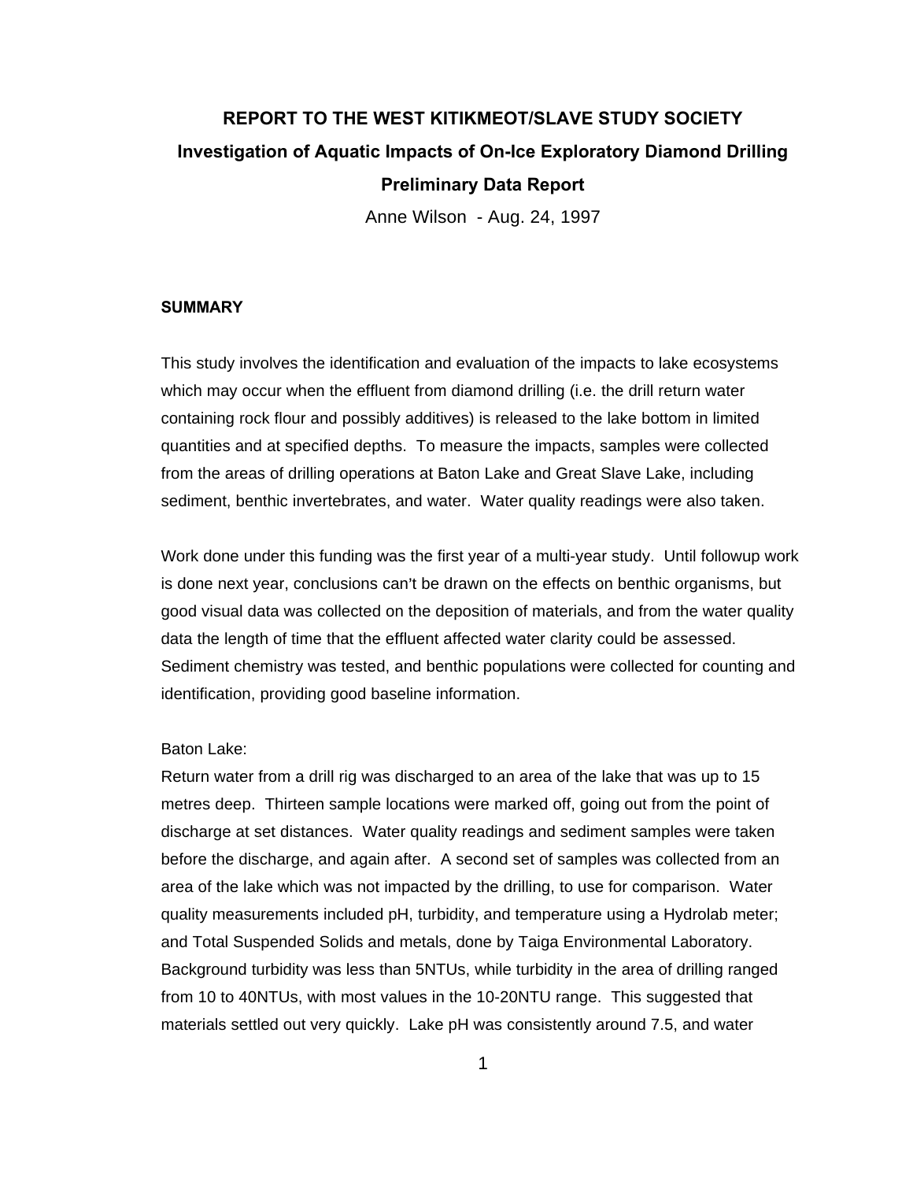# REPORT TO THE WEST KITIKMEOT/SLAVE STUDY SOCIETY

## Investigation of Aquatic Impacts of On-Ice Exploratory Diamond Drilling

## Preliminary Data Report

Anne Wilson - Aug. 24, 1997

### SUMMARY

This study involves the identification and evaluation of the impacts to lake ecosystems which may occur when the effluent from diamond drilling (i.e. the drill return water containing rock flour and possibly additives) is released to the lake bottom in limited quantities and at specified depths. To measure the impacts, samples were collected from the areas of drilling operations at Baton Lake and Great Slave Lake, including sediment, benthic invertebrates, and water. Water quality readings were also taken.

Work done under this funding was the first year of a multi-year study. Until followup work is done next year, conclusions can't be drawn on the effects on benthic organisms, but good visual data was collected on the deposition of materials, and from the water quality data the length of time that the effluent affected water clarity could be assessed. Sediment chemistry was tested, and benthic populations were collected for counting and identification, providing good baseline information.

Baton Lake:

Return water from a drill rig was discharged to an area of the lake that was up to 15 metres deep. Thirteen sample locations were marked off, going out from the point of discharge at set distances. Water quality readings and sediment samples were taken before the discharge, and again after. A second set of samples was collected from an area of the lake which was not impacted by the drilling, to use for comparison. Water quality measurements included pH, turbidity, and temperature using a Hydrolab meter; and Total Suspended Solids and metals, done by Taiga Environmental Laboratory. Background turbidity was less than 5NTUs, while turbidity in the area of drilling ranged from 10 to 40NTUs, with most values in the 10-20NTU range. This suggested that materials settled out very quickly. Lake pH was consistently around 7.5, and water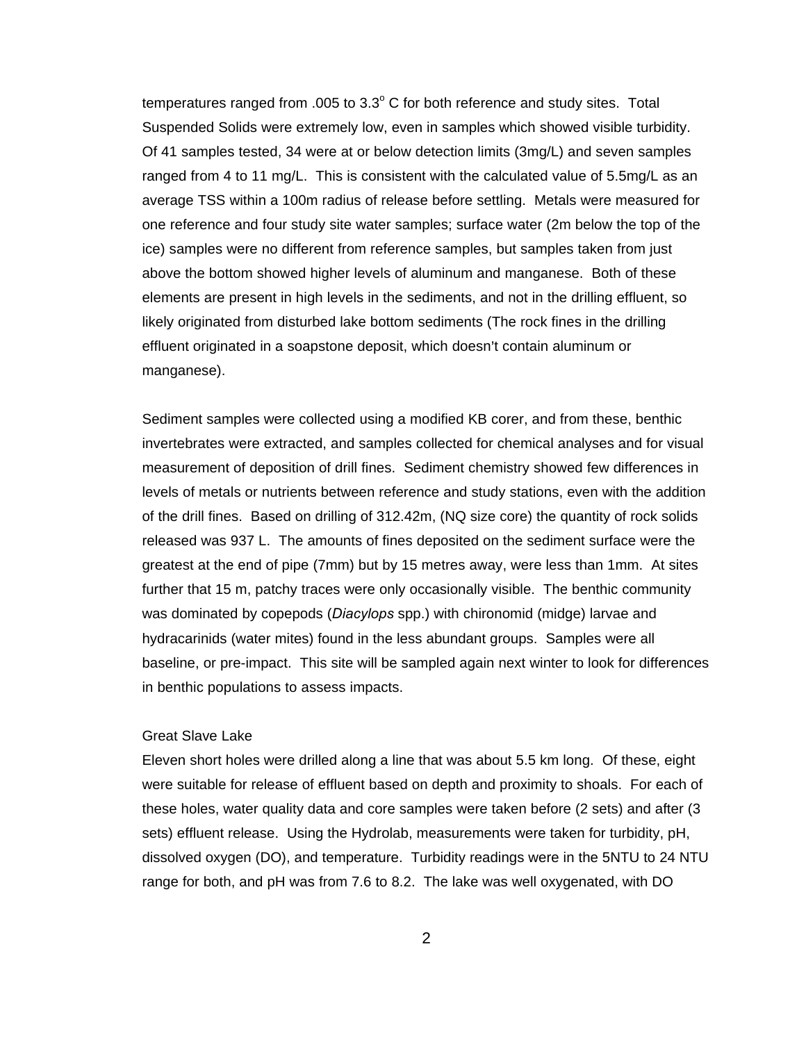temperatures ranged from .005 to 3.3$^{o}$ C for both reference and study sites. Total Suspended Solids were extremely low, even in samples which showed visible turbidity. Of 41 samples tested, 34 were at or below detection limits (3mg/L) and seven samples ranged from 4 to 11 mg/L. This is consistent with the calculated value of 5.5mg/L as an average TSS within a 100m radius of release before settling. Metals were measured for one reference and four study site water samples; surface water (2m below the top of the ice) samples were no different from reference samples, but samples taken from just above the bottom showed higher levels of aluminum and manganese. Both of these elements are present in high levels in the sediments, and not in the drilling effluent, so likely originated from disturbed lake bottom sediments (The rock fines in the drilling effluent originated in a soapstone deposit, which doesn't contain aluminum or manganese).

Sediment samples were collected using a modified KB corer, and from these, benthic invertebrates were extracted, and samples collected for chemical analyses and for visual measurement of deposition of drill fines. Sediment chemistry showed few differences in levels of metals or nutrients between reference and study stations, even with the addition of the drill fines. Based on drilling of 312.42m, (NQ size core) the quantity of rock solids released was 937 L. The amounts of fines deposited on the sediment surface were the greatest at the end of pipe (7mm) but by 15 metres away, were less than 1mm. At sites further that 15 m, patchy traces were only occasionally visible. The benthic community was dominated by copepods (*Diacylops* spp.) with chironomid (midge) larvae and hydracarinids (water mites) found in the less abundant groups. Samples were all baseline, or pre-impact. This site will be sampled again next winter to look for differences in benthic populations to assess impacts.

Great Slave Lake

Eleven short holes were drilled along a line that was about 5.5 km long. Of these, eight were suitable for release of effluent based on depth and proximity to shoals. For each of these holes, water quality data and core samples were taken before (2 sets) and after (3 sets) effluent release. Using the Hydrolab, measurements were taken for turbidity, pH, dissolved oxygen (DO), and temperature. Turbidity readings were in the 5NTU to 24 NTU range for both, and pH was from 7.6 to 8.2. The lake was well oxygenated, with DO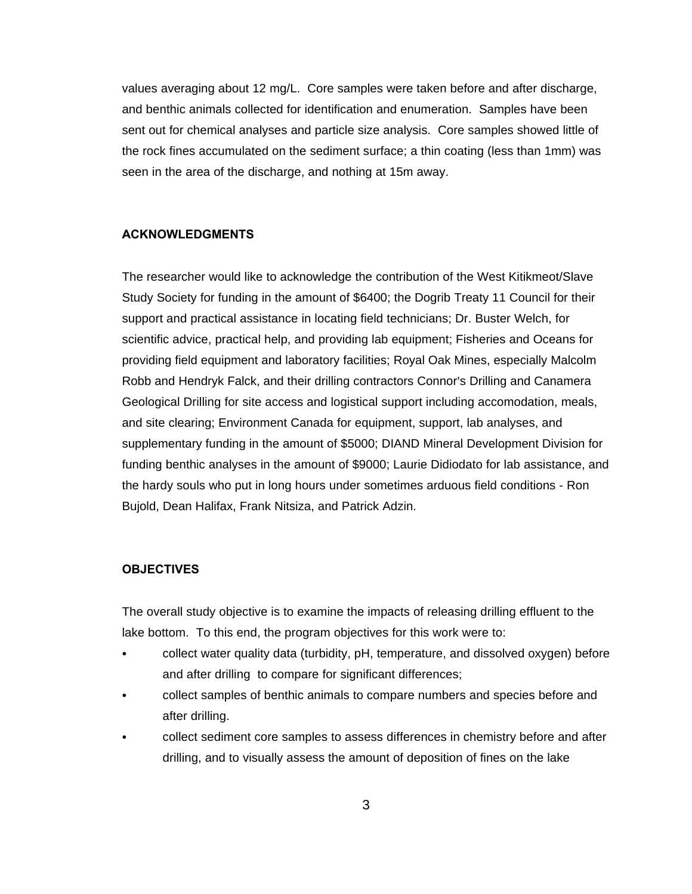values averaging about 12 mg/L. Core samples were taken before and after discharge, and benthic animals collected for identification and enumeration. Samples have been sent out for chemical analyses and particle size analysis. Core samples showed little of the rock fines accumulated on the sediment surface; a thin coating (less than 1mm) was seen in the area of the discharge, and nothing at 15m away.

## ACKNOWLEDGMENTS

The researcher would like to acknowledge the contribution of the West Kitikmeot/Slave Study Society for funding in the amount of $6400; the Dogrib Treaty 11 Council for their support and practical assistance in locating field technicians; Dr. Buster Welch, for scientific advice, practical help, and providing lab equipment; Fisheries and Oceans for providing field equipment and laboratory facilities; Royal Oak Mines, especially Malcolm Robb and Hendryk Falck, and their drilling contractors Connor's Drilling and Canamera Geological Drilling for site access and logistical support including accomodation, meals, and site clearing; Environment Canada for equipment, support, lab analyses, and supplementary funding in the amount of $5000; DIAND Mineral Development Division for funding benthic analyses in the amount of $9000; Laurie Didiodato for lab assistance, and the hardy souls who put in long hours under sometimes arduous field conditions - Ron Bujold, Dean Halifax, Frank Nitsiza, and Patrick Adzin.

## OBJECTIVES

The overall study objective is to examine the impacts of releasing drilling effluent to the lake bottom. To this end, the program objectives for this work were to:

- collect water quality data (turbidity, pH, temperature, and dissolved oxygen) before and after drilling to compare for significant differences;
- collect samples of benthic animals to compare numbers and species before and after drilling.
- collect sediment core samples to assess differences in chemistry before and after drilling, and to visually assess the amount of deposition of fines on the lake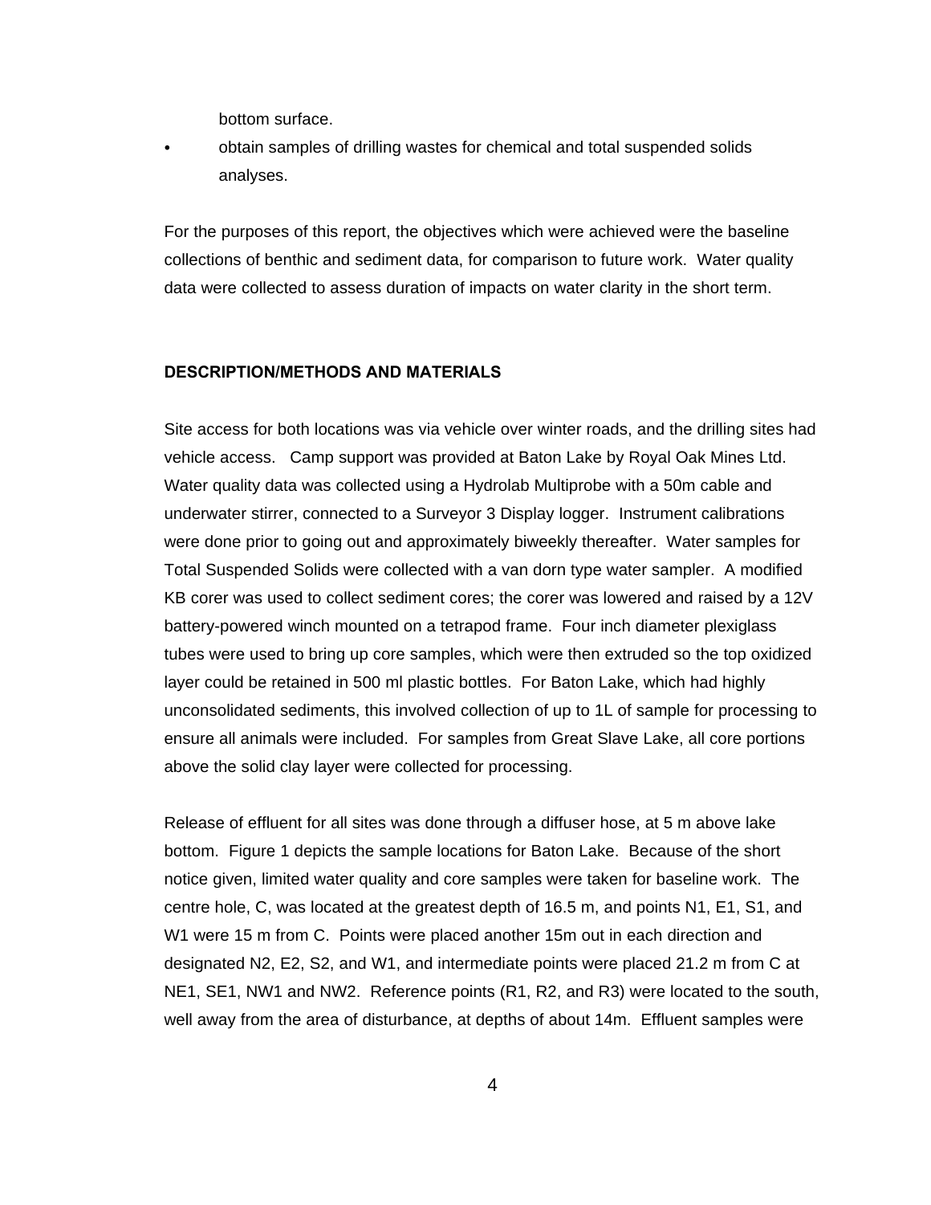bottom surface.

- obtain samples of drilling wastes for chemical and total suspended solids analyses.

For the purposes of this report, the objectives which were achieved were the baseline collections of benthic and sediment data, for comparison to future work. Water quality data were collected to assess duration of impacts on water clarity in the short term.

## DESCRIPTION/METHODS AND MATERIALS

Site access for both locations was via vehicle over winter roads, and the drilling sites had vehicle access. Camp support was provided at Baton Lake by Royal Oak Mines Ltd. Water quality data was collected using a Hydrolab Multiprobe with a 50m cable and underwater stirrer, connected to a Surveyor 3 Display logger. Instrument calibrations were done prior to going out and approximately biweekly thereafter. Water samples for Total Suspended Solids were collected with a van dorn type water sampler. A modified KB corer was used to collect sediment cores; the corer was lowered and raised by a 12V battery-powered winch mounted on a tetrapod frame. Four inch diameter plexiglass tubes were used to bring up core samples, which were then extruded so the top oxidized layer could be retained in 500 ml plastic bottles. For Baton Lake, which had highly unconsolidated sediments, this involved collection of up to 1L of sample for processing to ensure all animals were included. For samples from Great Slave Lake, all core portions above the solid clay layer were collected for processing.

Release of effluent for all sites was done through a diffuser hose, at 5 m above lake bottom. Figure 1 depicts the sample locations for Baton Lake. Because of the short notice given, limited water quality and core samples were taken for baseline work. The centre hole, C, was located at the greatest depth of 16.5 m, and points N1, E1, S1, and W1 were 15 m from C. Points were placed another 15m out in each direction and designated N2, E2, S2, and W1, and intermediate points were placed 21.2 m from C at NE1, SE1, NW1 and NW2. Reference points (R1, R2, and R3) were located to the south, well away from the area of disturbance, at depths of about 14m. Effluent samples were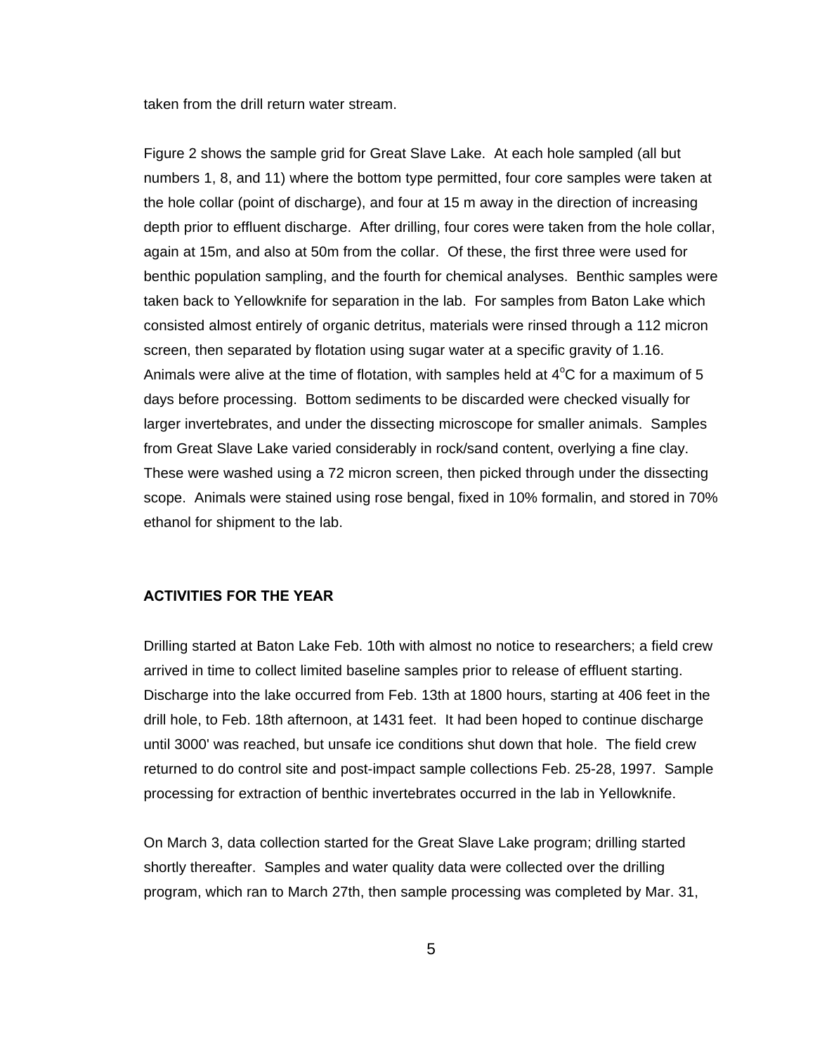taken from the drill return water stream.

Figure 2 shows the sample grid for Great Slave Lake. At each hole sampled (all but numbers 1, 8, and 11) where the bottom type permitted, four core samples were taken at the hole collar (point of discharge), and four at 15 m away in the direction of increasing depth prior to effluent discharge. After drilling, four cores were taken from the hole collar, again at 15m, and also at 50m from the collar. Of these, the first three were used for benthic population sampling, and the fourth for chemical analyses. Benthic samples were taken back to Yellowknife for separation in the lab. For samples from Baton Lake which consisted almost entirely of organic detritus, materials were rinsed through a 112 micron screen, then separated by flotation using sugar water at a specific gravity of 1.16. Animals were alive at the time of flotation, with samples held at 4$^{o}$C for a maximum of 5 days before processing. Bottom sediments to be discarded were checked visually for larger invertebrates, and under the dissecting microscope for smaller animals. Samples from Great Slave Lake varied considerably in rock/sand content, overlying a fine clay. These were washed using a 72 micron screen, then picked through under the dissecting scope. Animals were stained using rose bengal, fixed in 10% formalin, and stored in 70% ethanol for shipment to the lab.

## ACTIVITIES FOR THE YEAR

Drilling started at Baton Lake Feb. 10th with almost no notice to researchers; a field crew arrived in time to collect limited baseline samples prior to release of effluent starting. Discharge into the lake occurred from Feb. 13th at 1800 hours, starting at 406 feet in the drill hole, to Feb. 18th afternoon, at 1431 feet. It had been hoped to continue discharge until 3000' was reached, but unsafe ice conditions shut down that hole. The field crew returned to do control site and post-impact sample collections Feb. 25-28, 1997. Sample processing for extraction of benthic invertebrates occurred in the lab in Yellowknife.

On March 3, data collection started for the Great Slave Lake program; drilling started shortly thereafter. Samples and water quality data were collected over the drilling program, which ran to March 27th, then sample processing was completed by Mar. 31,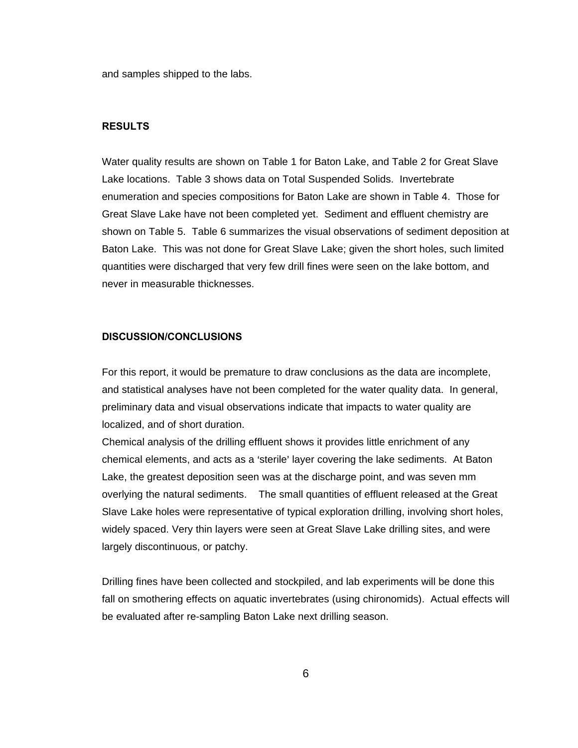and samples shipped to the labs.

## RESULTS

Water quality results are shown on Table 1 for Baton Lake, and Table 2 for Great Slave Lake locations. Table 3 shows data on Total Suspended Solids. Invertebrate enumeration and species compositions for Baton Lake are shown in Table 4. Those for Great Slave Lake have not been completed yet. Sediment and effluent chemistry are shown on Table 5. Table 6 summarizes the visual observations of sediment deposition at Baton Lake. This was not done for Great Slave Lake; given the short holes, such limited quantities were discharged that very few drill fines were seen on the lake bottom, and never in measurable thicknesses.

## DISCUSSION/CONCLUSIONS

For this report, it would be premature to draw conclusions as the data are incomplete, and statistical analyses have not been completed for the water quality data. In general, preliminary data and visual observations indicate that impacts to water quality are localized, and of short duration.

Chemical analysis of the drilling effluent shows it provides little enrichment of any chemical elements, and acts as a 'sterile' layer covering the lake sediments. At Baton Lake, the greatest deposition seen was at the discharge point, and was seven mm overlying the natural sediments. The small quantities of effluent released at the Great Slave Lake holes were representative of typical exploration drilling, involving short holes, widely spaced. Very thin layers were seen at Great Slave Lake drilling sites, and were largely discontinuous, or patchy.

Drilling fines have been collected and stockpiled, and lab experiments will be done this fall on smothering effects on aquatic invertebrates (using chironomids). Actual effects will be evaluated after re-sampling Baton Lake next drilling season.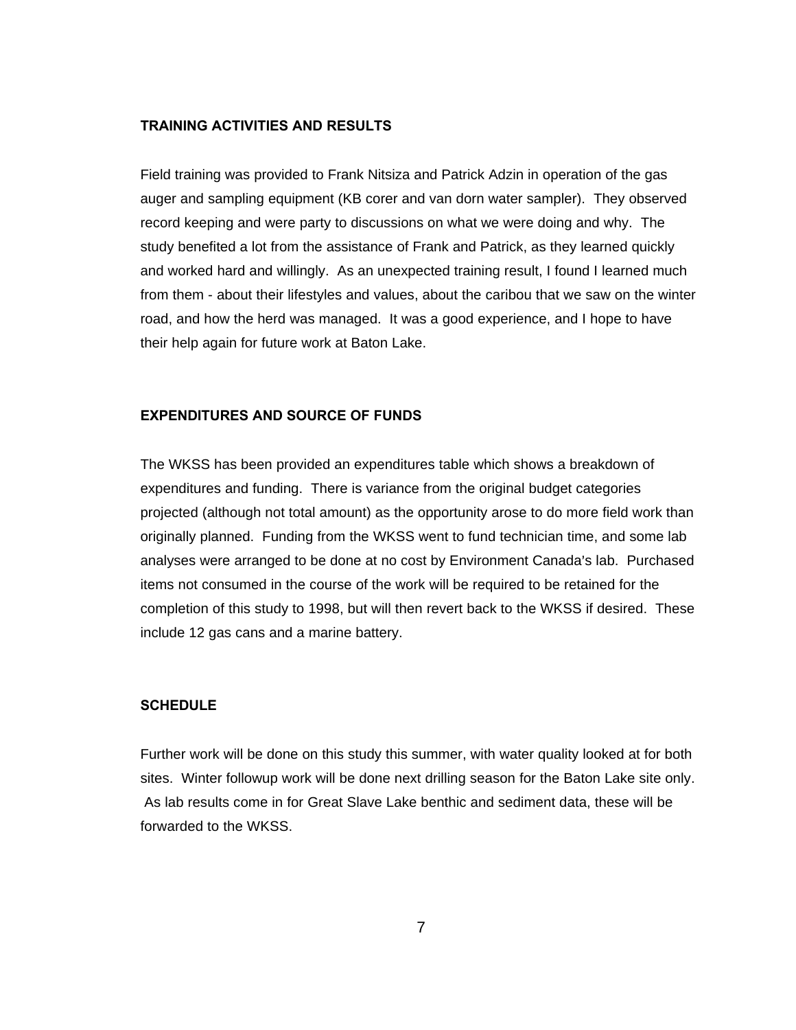## TRAINING ACTIVITIES AND RESULTS

Field training was provided to Frank Nitsiza and Patrick Adzin in operation of the gas auger and sampling equipment (KB corer and van dorn water sampler). They observed record keeping and were party to discussions on what we were doing and why. The study benefited a lot from the assistance of Frank and Patrick, as they learned quickly and worked hard and willingly. As an unexpected training result, I found I learned much from them - about their lifestyles and values, about the caribou that we saw on the winter road, and how the herd was managed. It was a good experience, and I hope to have their help again for future work at Baton Lake.

## EXPENDITURES AND SOURCE OF FUNDS

The WKSS has been provided an expenditures table which shows a breakdown of expenditures and funding. There is variance from the original budget categories projected (although not total amount) as the opportunity arose to do more field work than originally planned. Funding from the WKSS went to fund technician time, and some lab analyses were arranged to be done at no cost by Environment Canada's lab. Purchased items not consumed in the course of the work will be required to be retained for the completion of this study to 1998, but will then revert back to the WKSS if desired. These include 12 gas cans and a marine battery.

## SCHEDULE

Further work will be done on this study this summer, with water quality looked at for both sites. Winter followup work will be done next drilling season for the Baton Lake site only. As lab results come in for Great Slave Lake benthic and sediment data, these will be forwarded to the WKSS.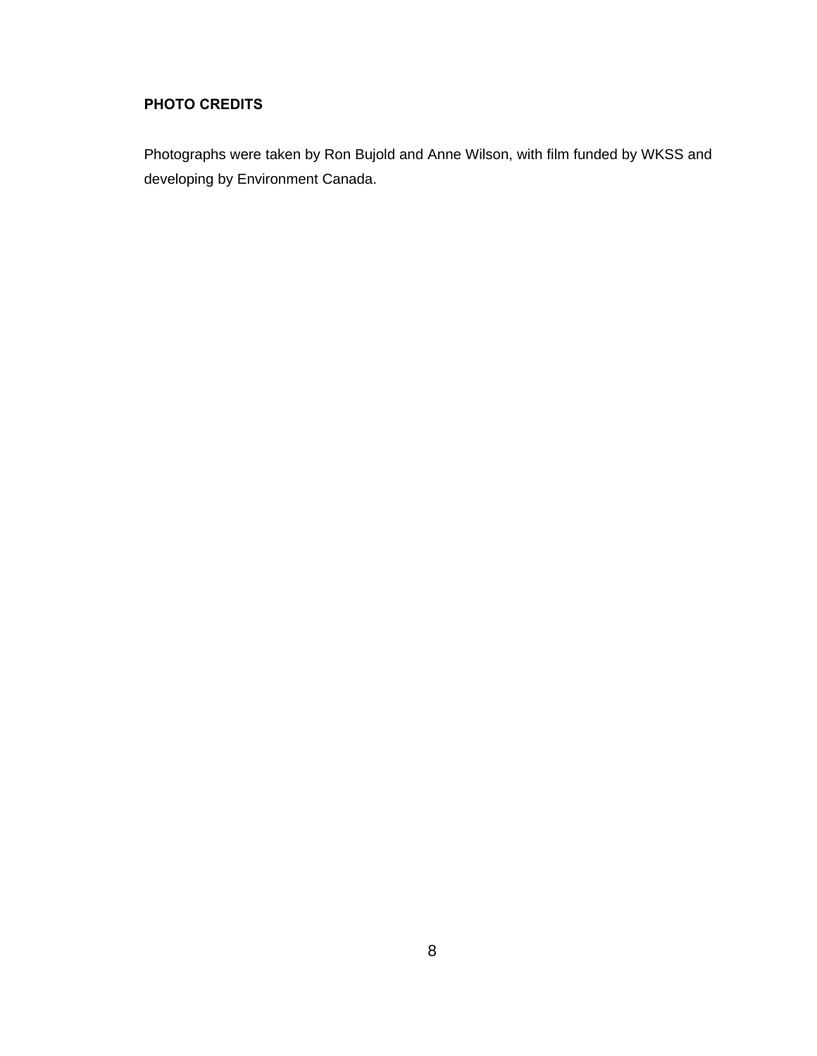## PHOTO CREDITS

Photographs were taken by Ron Bujold and Anne Wilson, with film funded by WKSS and developing by Environment Canada.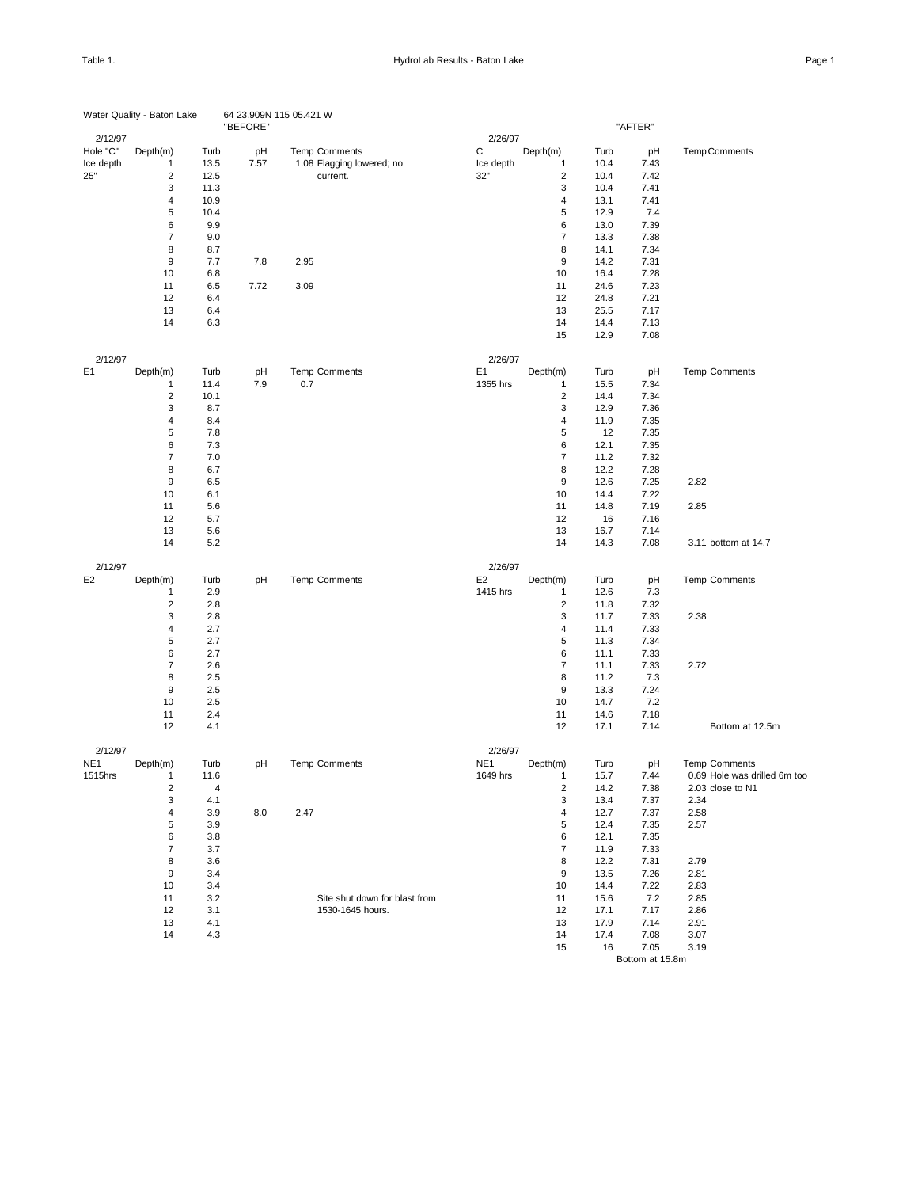Table 1. HydroLab Results - Baton Lake

Water Quality - Baton Lake    64 23.909N 115 05.421 W

| "BEFORE" | | | | | | "AFTER" | | | | | |
|---|---|---|---|---|---|---|---|---|---|---|---|
| 2/12/97 | | | | | | 2/26/97 | | | | | |
| Hole "C" | Depth(m) | Turb | pH | Temp | Comments | C | Depth(m) | Turb | pH | Temp | Comments |
| Ice depth | 1 | 13.5 | 7.57 | 1.08 | Flagging lowered; no | Ice depth | 1 | 10.4 | 7.43 | | |
| 25" | 2 | 12.5 | | | current. | 32" | 2 | 10.4 | 7.42 | | |
| | 3 | 11.3 | | | | | 3 | 10.4 | 7.41 | | |
| | 4 | 10.9 | | | | | 4 | 13.1 | 7.41 | | |
| | 5 | 10.4 | | | | | 5 | 12.9 | 7.4 | | |
| | 6 | 9.9 | | | | | 6 | 13.0 | 7.39 | | |
| | 7 | 9.0 | | | | | 7 | 13.3 | 7.38 | | |
| | 8 | 8.7 | | | | | 8 | 14.1 | 7.34 | | |
| | 9 | 7.7 | 7.8 | 2.95 | | | 9 | 14.2 | 7.31 | | |
| | 10 | 6.8 | | | | | 10 | 16.4 | 7.28 | | |
| | 11 | 6.5 | 7.72 | 3.09 | | | 11 | 24.6 | 7.23 | | |
| | 12 | 6.4 | | | | | 12 | 24.8 | 7.21 | | |
| | 13 | 6.4 | | | | | 13 | 25.5 | 7.17 | | |
| | 14 | 6.3 | | | | | 14 | 14.4 | 7.13 | | |
| | | | | | | | 15 | 12.9 | 7.08 | | |

| 2/12/97 | | | | | | 2/26/97 | | | | | |
|---|---|---|---|---|---|---|---|---|---|---|---|
| E1 | Depth(m) | Turb | pH | Temp | Comments | E1 | Depth(m) | Turb | pH | Temp | Comments |
| | 1 | 11.4 | 7.9 | 0.7 | | 1355 hrs | 1 | 15.5 | 7.34 | | |
| | 2 | 10.1 | | | | | 2 | 14.4 | 7.34 | | |
| | 3 | 8.7 | | | | | 3 | 12.9 | 7.36 | | |
| | 4 | 8.4 | | | | | 4 | 11.9 | 7.35 | | |
| | 5 | 7.8 | | | | | 5 | 12 | 7.35 | | |
| | 6 | 7.3 | | | | | 6 | 12.1 | 7.35 | | |
| | 7 | 7.0 | | | | | 7 | 11.2 | 7.32 | | |
| | 8 | 6.7 | | | | | 8 | 12.2 | 7.28 | | |
| | 9 | 6.5 | | | | | 9 | 12.6 | 7.25 | 2.82 | |
| | 10 | 6.1 | | | | | 10 | 14.4 | 7.22 | | |
| | 11 | 5.6 | | | | | 11 | 14.8 | 7.19 | 2.85 | |
| | 12 | 5.7 | | | | | 12 | 16 | 7.16 | | |
| | 13 | 5.6 | | | | | 13 | 16.7 | 7.14 | | |
| | 14 | 5.2 | | | | | 14 | 14.3 | 7.08 | 3.11 | bottom at 14.7 |

| 2/12/97 | | | | | | 2/26/97 | | | | | |
|---|---|---|---|---|---|---|---|---|---|---|---|
| E2 | Depth(m) | Turb | pH | Temp | Comments | E2 | Depth(m) | Turb | pH | Temp | Comments |
| | 1 | 2.9 | | | | 1415 hrs | 1 | 12.6 | 7.3 | | |
| | 2 | 2.8 | | | | | 2 | 11.8 | 7.32 | | |
| | 3 | 2.8 | | | | | 3 | 11.7 | 7.33 | 2.38 | |
| | 4 | 2.7 | | | | | 4 | 11.4 | 7.33 | | |
| | 5 | 2.7 | | | | | 5 | 11.3 | 7.34 | | |
| | 6 | 2.7 | | | | | 6 | 11.1 | 7.33 | | |
| | 7 | 2.6 | | | | | 7 | 11.1 | 7.33 | 2.72 | |
| | 8 | 2.5 | | | | | 8 | 11.2 | 7.3 | | |
| | 9 | 2.5 | | | | | 9 | 13.3 | 7.24 | | |
| | 10 | 2.5 | | | | | 10 | 14.7 | 7.2 | | |
| | 11 | 2.4 | | | | | 11 | 14.6 | 7.18 | | |
| | 12 | 4.1 | | | | | 12 | 17.1 | 7.14 | | Bottom at 12.5m |

| 2/12/97 | | | | | | 2/26/97 | | | | | |
|---|---|---|---|---|---|---|---|---|---|---|---|
| NE1 | Depth(m) | Turb | pH | Temp | Comments | NE1 | Depth(m) | Turb | pH | Temp | Comments |
| 1515hrs | 1 | 11.6 | | | | 1649 hrs | 1 | 15.7 | 7.44 | 0.69 | Hole was drilled 6m too |
| | 2 | 4 | | | | | 2 | 14.2 | 7.38 | 2.03 | close to N1 |
| | 3 | 4.1 | | | | | 3 | 13.4 | 7.37 | 2.34 | |
| | 4 | 3.9 | 8.0 | 2.47 | | | 4 | 12.7 | 7.37 | 2.58 | |
| | 5 | 3.9 | | | | | 5 | 12.4 | 7.35 | 2.57 | |
| | 6 | 3.8 | | | | | 6 | 12.1 | 7.35 | | |
| | 7 | 3.7 | | | | | 7 | 11.9 | 7.33 | | |
| | 8 | 3.6 | | | | | 8 | 12.2 | 7.31 | 2.79 | |
| | 9 | 3.4 | | | | | 9 | 13.5 | 7.26 | 2.81 | |
| | 10 | 3.4 | | | | | 10 | 14.4 | 7.22 | 2.83 | |
| | 11 | 3.2 | | | Site shut down for blast from | | 11 | 15.6 | 7.2 | 2.85 | |
| | 12 | 3.1 | | | 1530-1645 hours. | | 12 | 17.1 | 7.17 | 2.86 | |
| | 13 | 4.1 | | | | | 13 | 17.9 | 7.14 | 2.91 | |
| | 14 | 4.3 | | | | | 14 | 17.4 | 7.08 | 3.07 | |
| | | | | | | | 15 | 16 | 7.05 | 3.19 | |
| | | | | | | | | Bottom at 15.8m | | | |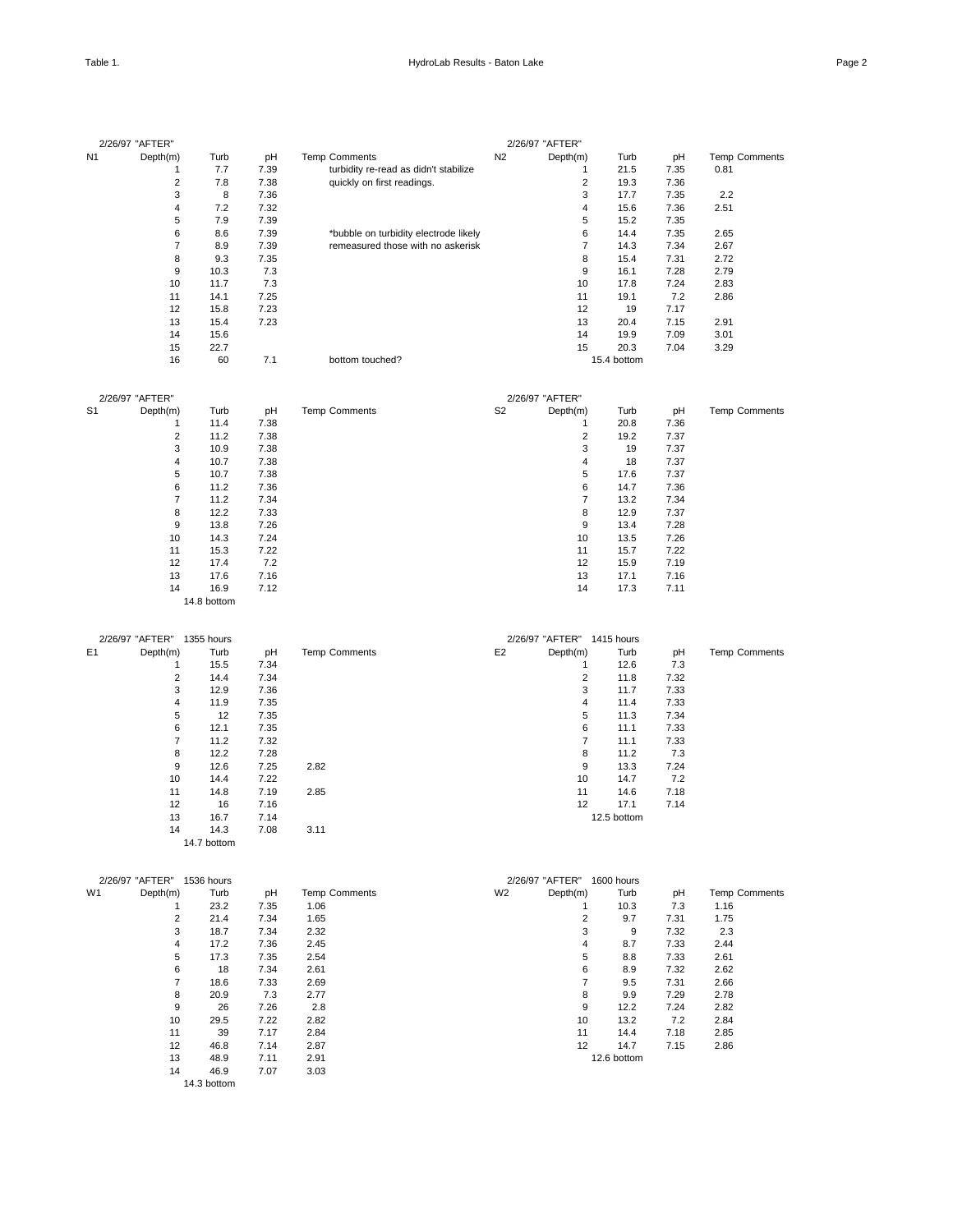Table 1. HydroLab Results - Baton Lake

| N1 | 2/26/97 "AFTER" Depth(m) | Turb | pH | Temp | Comments |
|---|---|---|---|---|---|
| | 1 | 7.7 | 7.39 | | turbidity re-read as didn't stabilize |
| | 2 | 7.8 | 7.38 | | quickly on first readings. |
| | 3 | 8 | 7.36 | | |
| | 4 | 7.2 | 7.32 | | |
| | 5 | 7.9 | 7.39 | | |
| | 6 | 8.6 | 7.39 | | *bubble on turbidity electrode likely |
| | 7 | 8.9 | 7.39 | | remeasured those with no askerisk |
| | 8 | 9.3 | 7.35 | | |
| | 9 | 10.3 | 7.3 | | |
| | 10 | 11.7 | 7.3 | | |
| | 11 | 14.1 | 7.25 | | |
| | 12 | 15.8 | 7.23 | | |
| | 13 | 15.4 | 7.23 | | |
| | 14 | 15.6 | | | |
| | 15 | 22.7 | | | |
| | 16 | 60 | 7.1 | | bottom touched? |

| N2 | 2/26/97 "AFTER" Depth(m) | Turb | pH | Temp | Comments |
|---|---|---|---|---|---|
| | 1 | 21.5 | 7.35 | 0.81 | |
| | 2 | 19.3 | 7.36 | | |
| | 3 | 17.7 | 7.35 | 2.2 | |
| | 4 | 15.6 | 7.36 | 2.51 | |
| | 5 | 15.2 | 7.35 | | |
| | 6 | 14.4 | 7.35 | 2.65 | |
| | 7 | 14.3 | 7.34 | 2.67 | |
| | 8 | 15.4 | 7.31 | 2.72 | |
| | 9 | 16.1 | 7.28 | 2.79 | |
| | 10 | 17.8 | 7.24 | 2.83 | |
| | 11 | 19.1 | 7.2 | 2.86 | |
| | 12 | 19 | 7.17 | | |
| | 13 | 20.4 | 7.15 | 2.91 | |
| | 14 | 19.9 | 7.09 | 3.01 | |
| | 15 | 20.3 | 7.04 | 3.29 | |
| | 15.4 bottom | | | | |

| S1 | 2/26/97 "AFTER" Depth(m) | Turb | pH | Temp | Comments |
|---|---|---|---|---|---|
| | 1 | 11.4 | 7.38 | | |
| | 2 | 11.2 | 7.38 | | |
| | 3 | 10.9 | 7.38 | | |
| | 4 | 10.7 | 7.38 | | |
| | 5 | 10.7 | 7.38 | | |
| | 6 | 11.2 | 7.36 | | |
| | 7 | 11.2 | 7.34 | | |
| | 8 | 12.2 | 7.33 | | |
| | 9 | 13.8 | 7.26 | | |
| | 10 | 14.3 | 7.24 | | |
| | 11 | 15.3 | 7.22 | | |
| | 12 | 17.4 | 7.2 | | |
| | 13 | 17.6 | 7.16 | | |
| | 14 | 16.9 | 7.12 | | |
| | 14.8 bottom | | | | |

| S2 | 2/26/97 "AFTER" Depth(m) | Turb | pH | Temp | Comments |
|---|---|---|---|---|---|
| | 1 | 20.8 | 7.36 | | |
| | 2 | 19.2 | 7.37 | | |
| | 3 | 19 | 7.37 | | |
| | 4 | 18 | 7.37 | | |
| | 5 | 17.6 | 7.37 | | |
| | 6 | 14.7 | 7.36 | | |
| | 7 | 13.2 | 7.34 | | |
| | 8 | 12.9 | 7.37 | | |
| | 9 | 13.4 | 7.28 | | |
| | 10 | 13.5 | 7.26 | | |
| | 11 | 15.7 | 7.22 | | |
| | 12 | 15.9 | 7.19 | | |
| | 13 | 17.1 | 7.16 | | |
| | 14 | 17.3 | 7.11 | | |

| E1 | 2/26/97 "AFTER" 1355 hours Depth(m) | Turb | pH | Temp | Comments |
|---|---|---|---|---|---|
| | 1 | 15.5 | 7.34 | | |
| | 2 | 14.4 | 7.34 | | |
| | 3 | 12.9 | 7.36 | | |
| | 4 | 11.9 | 7.35 | | |
| | 5 | 12 | 7.35 | | |
| | 6 | 12.1 | 7.35 | | |
| | 7 | 11.2 | 7.32 | | |
| | 8 | 12.2 | 7.28 | | |
| | 9 | 12.6 | 7.25 | 2.82 | |
| | 10 | 14.4 | 7.22 | | |
| | 11 | 14.8 | 7.19 | 2.85 | |
| | 12 | 16 | 7.16 | | |
| | 13 | 16.7 | 7.14 | | |
| | 14 | 14.3 | 7.08 | 3.11 | |
| | 14.7 bottom | | | | |

| E2 | 2/26/97 "AFTER" 1415 hours Depth(m) | Turb | pH | Temp | Comments |
|---|---|---|---|---|---|
| | 1 | 12.6 | 7.3 | | |
| | 2 | 11.8 | 7.32 | | |
| | 3 | 11.7 | 7.33 | | |
| | 4 | 11.4 | 7.33 | | |
| | 5 | 11.3 | 7.34 | | |
| | 6 | 11.1 | 7.33 | | |
| | 7 | 11.1 | 7.33 | | |
| | 8 | 11.2 | 7.3 | | |
| | 9 | 13.3 | 7.24 | | |
| | 10 | 14.7 | 7.2 | | |
| | 11 | 14.6 | 7.18 | | |
| | 12 | 17.1 | 7.14 | | |
| | 12.5 bottom | | | | |

| W1 | 2/26/97 "AFTER" 1536 hours Depth(m) | Turb | pH | Temp | Comments |
|---|---|---|---|---|---|
| | 1 | 23.2 | 7.35 | 1.06 | |
| | 2 | 21.4 | 7.34 | 1.65 | |
| | 3 | 18.7 | 7.34 | 2.32 | |
| | 4 | 17.2 | 7.36 | 2.45 | |
| | 5 | 17.3 | 7.35 | 2.54 | |
| | 6 | 18 | 7.34 | 2.61 | |
| | 7 | 18.6 | 7.33 | 2.69 | |
| | 8 | 20.9 | 7.3 | 2.77 | |
| | 9 | 26 | 7.26 | 2.8 | |
| | 10 | 29.5 | 7.22 | 2.82 | |
| | 11 | 39 | 7.17 | 2.84 | |
| | 12 | 46.8 | 7.14 | 2.87 | |
| | 13 | 48.9 | 7.11 | 2.91 | |
| | 14 | 46.9 | 7.07 | 3.03 | |
| | 14.3 bottom | | | | |

| W2 | 2/26/97 "AFTER" 1600 hours Depth(m) | Turb | pH | Temp | Comments |
|---|---|---|---|---|---|
| | 1 | 10.3 | 7.3 | 1.16 | |
| | 2 | 9.7 | 7.31 | 1.75 | |
| | 3 | 9 | 7.32 | 2.3 | |
| | 4 | 8.7 | 7.33 | 2.44 | |
| | 5 | 8.8 | 7.33 | 2.61 | |
| | 6 | 8.9 | 7.32 | 2.62 | |
| | 7 | 9.5 | 7.31 | 2.66 | |
| | 8 | 9.9 | 7.29 | 2.78 | |
| | 9 | 12.2 | 7.24 | 2.82 | |
| | 10 | 13.2 | 7.2 | 2.84 | |
| | 11 | 14.4 | 7.18 | 2.85 | |
| | 12 | 14.7 | 7.15 | 2.86 | |
| | 12.6 bottom | | | | |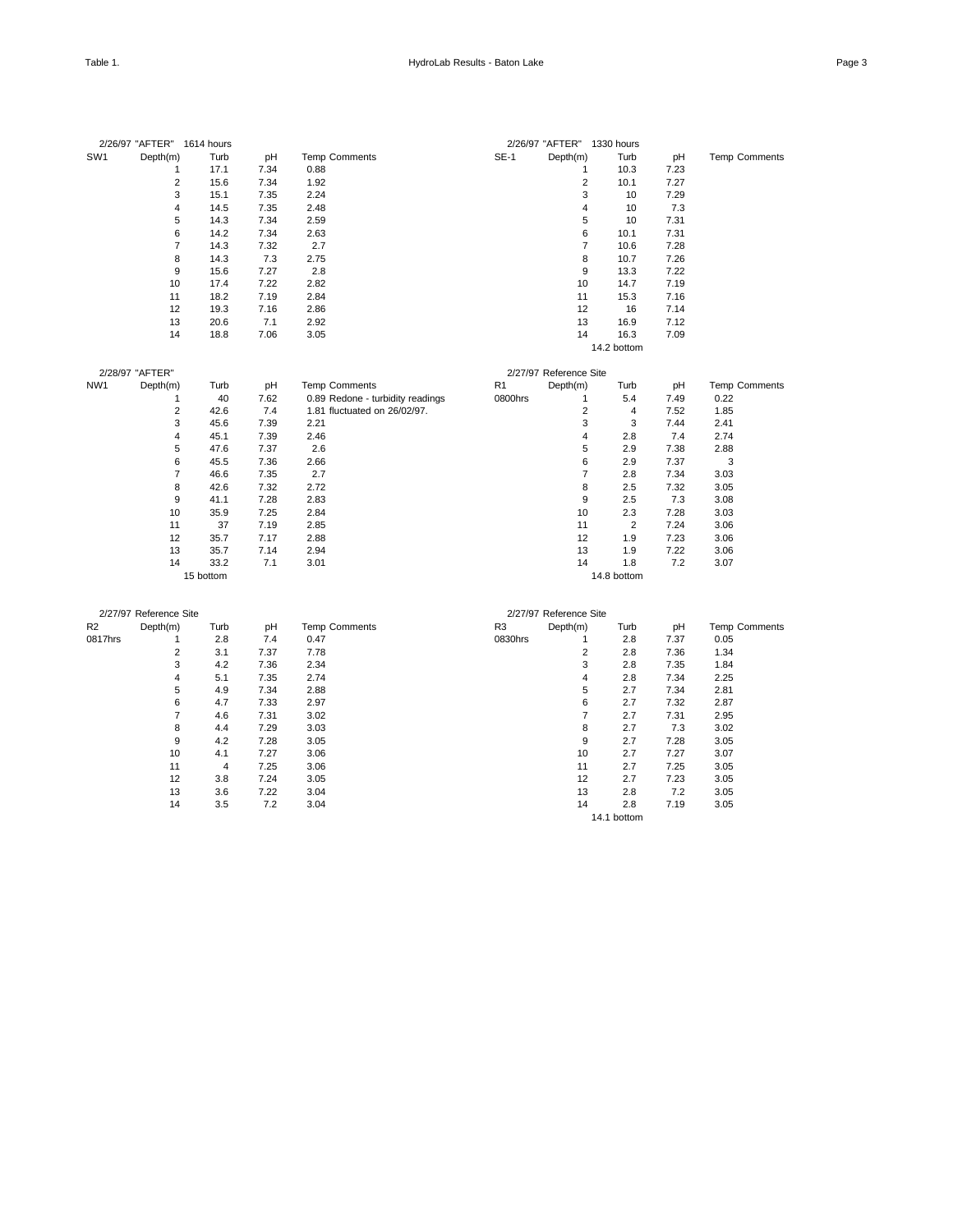Table 1. HydroLab Results - Baton Lake

2/26/97 "AFTER" 1614 hours

| SW1 | Depth(m) | Turb | pH | Temp | Comments |
|---|---|---|---|---|---|
| | 1 | 17.1 | 7.34 | 0.88 | |
| | 2 | 15.6 | 7.34 | 1.92 | |
| | 3 | 15.1 | 7.35 | 2.24 | |
| | 4 | 14.5 | 7.35 | 2.48 | |
| | 5 | 14.3 | 7.34 | 2.59 | |
| | 6 | 14.2 | 7.34 | 2.63 | |
| | 7 | 14.3 | 7.32 | 2.7 | |
| | 8 | 14.3 | 7.3 | 2.75 | |
| | 9 | 15.6 | 7.27 | 2.8 | |
| | 10 | 17.4 | 7.22 | 2.82 | |
| | 11 | 18.2 | 7.19 | 2.84 | |
| | 12 | 19.3 | 7.16 | 2.86 | |
| | 13 | 20.6 | 7.1 | 2.92 | |
| | 14 | 18.8 | 7.06 | 3.05 | |

2/26/97 "AFTER" 1330 hours

| SE-1 | Depth(m) | Turb | pH | Temp | Comments |
|---|---|---|---|---|---|
| | 1 | 10.3 | 7.23 | | |
| | 2 | 10.1 | 7.27 | | |
| | 3 | 10 | 7.29 | | |
| | 4 | 10 | 7.3 | | |
| | 5 | 10 | 7.31 | | |
| | 6 | 10.1 | 7.31 | | |
| | 7 | 10.6 | 7.28 | | |
| | 8 | 10.7 | 7.26 | | |
| | 9 | 13.3 | 7.22 | | |
| | 10 | 14.7 | 7.19 | | |
| | 11 | 15.3 | 7.16 | | |
| | 12 | 16 | 7.14 | | |
| | 13 | 16.9 | 7.12 | | |
| | 14 | 16.3 | 7.09 | | |
| | | 14.2 bottom | | | |

2/28/97 "AFTER"

| NW1 | Depth(m) | Turb | pH | Temp | Comments |
|---|---|---|---|---|---|
| | 1 | 40 | 7.62 | 0.89 | Redone - turbidity readings |
| | 2 | 42.6 | 7.4 | 1.81 | fluctuated on 26/02/97. |
| | 3 | 45.6 | 7.39 | 2.21 | |
| | 4 | 45.1 | 7.39 | 2.46 | |
| | 5 | 47.6 | 7.37 | 2.6 | |
| | 6 | 45.5 | 7.36 | 2.66 | |
| | 7 | 46.6 | 7.35 | 2.7 | |
| | 8 | 42.6 | 7.32 | 2.72 | |
| | 9 | 41.1 | 7.28 | 2.83 | |
| | 10 | 35.9 | 7.25 | 2.84 | |
| | 11 | 37 | 7.19 | 2.85 | |
| | 12 | 35.7 | 7.17 | 2.88 | |
| | 13 | 35.7 | 7.14 | 2.94 | |
| | 14 | 33.2 | 7.1 | 3.01 | |
| | | 15 bottom | | | |

2/27/97 Reference Site

| R1 | Depth(m) | Turb | pH | Temp | Comments |
|---|---|---|---|---|---|
| 0800hrs | 1 | 5.4 | 7.49 | 0.22 | |
| | 2 | 4 | 7.52 | 1.85 | |
| | 3 | 3 | 7.44 | 2.41 | |
| | 4 | 2.8 | 7.4 | 2.74 | |
| | 5 | 2.9 | 7.38 | 2.88 | |
| | 6 | 2.9 | 7.37 | 3 | |
| | 7 | 2.8 | 7.34 | 3.03 | |
| | 8 | 2.5 | 7.32 | 3.05 | |
| | 9 | 2.5 | 7.3 | 3.08 | |
| | 10 | 2.3 | 7.28 | 3.03 | |
| | 11 | 2 | 7.24 | 3.06 | |
| | 12 | 1.9 | 7.23 | 3.06 | |
| | 13 | 1.9 | 7.22 | 3.06 | |
| | 14 | 1.8 | 7.2 | 3.07 | |
| | | 14.8 bottom | | | |

2/27/97 Reference Site

| R2 | Depth(m) | Turb | pH | Temp | Comments |
|---|---|---|---|---|---|
| 0817hrs | 1 | 2.8 | 7.4 | 0.47 | |
| | 2 | 3.1 | 7.37 | 7.78 | |
| | 3 | 4.2 | 7.36 | 2.34 | |
| | 4 | 5.1 | 7.35 | 2.74 | |
| | 5 | 4.9 | 7.34 | 2.88 | |
| | 6 | 4.7 | 7.33 | 2.97 | |
| | 7 | 4.6 | 7.31 | 3.02 | |
| | 8 | 4.4 | 7.29 | 3.03 | |
| | 9 | 4.2 | 7.28 | 3.05 | |
| | 10 | 4.1 | 7.27 | 3.06 | |
| | 11 | 4 | 7.25 | 3.06 | |
| | 12 | 3.8 | 7.24 | 3.05 | |
| | 13 | 3.6 | 7.22 | 3.04 | |
| | 14 | 3.5 | 7.2 | 3.04 | |

2/27/97 Reference Site

| R3 | Depth(m) | Turb | pH | Temp | Comments |
|---|---|---|---|---|---|
| 0830hrs | 1 | 2.8 | 7.37 | 0.05 | |
| | 2 | 2.8 | 7.36 | 1.34 | |
| | 3 | 2.8 | 7.35 | 1.84 | |
| | 4 | 2.8 | 7.34 | 2.25 | |
| | 5 | 2.7 | 7.34 | 2.81 | |
| | 6 | 2.7 | 7.32 | 2.87 | |
| | 7 | 2.7 | 7.31 | 2.95 | |
| | 8 | 2.7 | 7.3 | 3.02 | |
| | 9 | 2.7 | 7.28 | 3.05 | |
| | 10 | 2.7 | 7.27 | 3.07 | |
| | 11 | 2.7 | 7.25 | 3.05 | |
| | 12 | 2.7 | 7.23 | 3.05 | |
| | 13 | 2.8 | 7.2 | 3.05 | |
| | 14 | 2.8 | 7.19 | 3.05 | |
| | | 14.1 bottom | | | |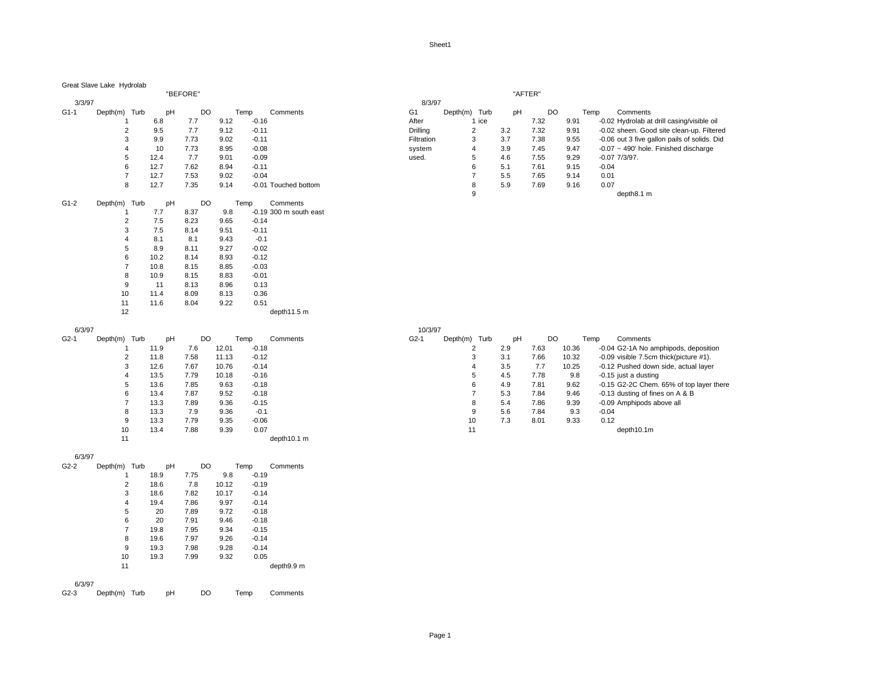Great Slave Lake Hydrolab

"BEFORE"

3/3/97

| G1-1 | Depth(m) | Turb | pH | DO | Temp | Comments |
|---|---|---|---|---|---|---|
| | 1 | 6.8 | 7.7 | 9.12 | -0.16 | |
| | 2 | 9.5 | 7.7 | 9.12 | -0.11 | |
| | 3 | 9.9 | 7.73 | 9.02 | -0.11 | |
| | 4 | 10 | 7.73 | 8.95 | -0.08 | |
| | 5 | 12.4 | 7.7 | 9.01 | -0.09 | |
| | 6 | 12.7 | 7.62 | 8.94 | -0.11 | |
| | 7 | 12.7 | 7.53 | 9.02 | -0.04 | |
| | 8 | 12.7 | 7.35 | 9.14 | -0.01 | Touched bottom |

| G1-2 | Depth(m) | Turb | pH | DO | Temp | Comments |
|---|---|---|---|---|---|---|
| | 1 | 7.7 | 8.37 | 9.8 | -0.19 | 300 m south east |
| | 2 | 7.5 | 8.23 | 9.65 | -0.14 | |
| | 3 | 7.5 | 8.14 | 9.51 | -0.11 | |
| | 4 | 8.1 | 8.1 | 9.43 | -0.1 | |
| | 5 | 8.9 | 8.11 | 9.27 | -0.02 | |
| | 6 | 10.2 | 8.14 | 8.93 | -0.12 | |
| | 7 | 10.8 | 8.15 | 8.85 | -0.03 | |
| | 8 | 10.9 | 8.15 | 8.83 | -0.01 | |
| | 9 | 11 | 8.13 | 8.96 | 0.13 | |
| | 10 | 11.4 | 8.09 | 8.13 | 0.36 | |
| | 11 | 11.6 | 8.04 | 9.22 | 0.51 | |
| | 12 | | | | | depth11.5 m |

6/3/97

| G2-1 | Depth(m) | Turb | pH | DO | Temp | Comments |
|---|---|---|---|---|---|---|
| | 1 | 11.9 | 7.6 | 12.01 | -0.18 | |
| | 2 | 11.8 | 7.58 | 11.13 | -0.12 | |
| | 3 | 12.6 | 7.67 | 10.76 | -0.14 | |
| | 4 | 13.5 | 7.79 | 10.18 | -0.16 | |
| | 5 | 13.6 | 7.85 | 9.63 | -0.18 | |
| | 6 | 13.4 | 7.87 | 9.52 | -0.18 | |
| | 7 | 13.3 | 7.89 | 9.36 | -0.15 | |
| | 8 | 13.3 | 7.9 | 9.36 | -0.1 | |
| | 9 | 13.3 | 7.79 | 9.35 | -0.06 | |
| | 10 | 13.4 | 7.88 | 9.39 | 0.07 | |
| | 11 | | | | | depth10.1 m |

6/3/97

| G2-2 | Depth(m) | Turb | pH | DO | Temp | Comments |
|---|---|---|---|---|---|---|
| | 1 | 18.9 | 7.75 | 9.8 | -0.19 | |
| | 2 | 18.6 | 7.8 | 10.12 | -0.19 | |
| | 3 | 18.6 | 7.82 | 10.17 | -0.14 | |
| | 4 | 19.4 | 7.86 | 9.97 | -0.14 | |
| | 5 | 20 | 7.89 | 9.72 | -0.18 | |
| | 6 | 20 | 7.91 | 9.46 | -0.18 | |
| | 7 | 19.8 | 7.95 | 9.34 | -0.15 | |
| | 8 | 19.6 | 7.97 | 9.26 | -0.14 | |
| | 9 | 19.3 | 7.98 | 9.28 | -0.14 | |
| | 10 | 19.3 | 7.99 | 9.32 | 0.05 | |
| | 11 | | | | | depth9.9 m |

6/3/97

| G2-3 | Depth(m) | Turb | pH | DO | Temp | Comments |
|---|---|---|---|---|---|---|

"AFTER"

8/3/97

| G1 | Depth(m) | Turb | pH | DO | Temp | Comments |
|---|---|---|---|---|---|---|
| After | 1 | ice | 7.32 | 9.91 | -0.02 | Hydrolab at drill casing/visible oil |
| Drilling | 2 | 3.2 | 7.32 | 9.91 | -0.02 | sheen. Good site clean-up. Filtered |
| Filtration | 3 | 3.7 | 7.38 | 9.55 | -0.06 | out 3 five gallon pails of solids. Did |
| system | 4 | 3.9 | 7.45 | 9.47 | -0.07 | ~ 490' hole. Finished discharge |
| used. | 5 | 4.6 | 7.55 | 9.29 | -0.07 | 7/3/97. |
| | 6 | 5.1 | 7.61 | 9.15 | -0.04 | |
| | 7 | 5.5 | 7.65 | 9.14 | 0.01 | |
| | 8 | 5.9 | 7.69 | 9.16 | 0.07 | |
| | 9 | | | | | depth8.1 m |

10/3/97

| G2-1 | Depth(m) | Turb | pH | DO | Temp | Comments |
|---|---|---|---|---|---|---|
| | 2 | 2.9 | 7.63 | 10.36 | -0.04 | G2-1A No amphipods, deposition |
| | 3 | 3.1 | 7.66 | 10.32 | -0.09 | visible 7.5cm thick(picture #1). |
| | 4 | 3.5 | 7.7 | 10.25 | -0.12 | Pushed down side, actual layer |
| | 5 | 4.5 | 7.78 | 9.8 | -0.15 | just a dusting |
| | 6 | 4.9 | 7.81 | 9.62 | -0.15 | G2-2C Chem. 65% of top layer there |
| | 7 | 5.3 | 7.84 | 9.46 | -0.13 | dusting of fines on A & B |
| | 8 | 5.4 | 7.86 | 9.39 | -0.09 | Amphipods above all |
| | 9 | 5.6 | 7.84 | 9.3 | -0.04 | |
| | 10 | 7.3 | 8.01 | 9.33 | 0.12 | |
| | 11 | | | | | depth10.1m |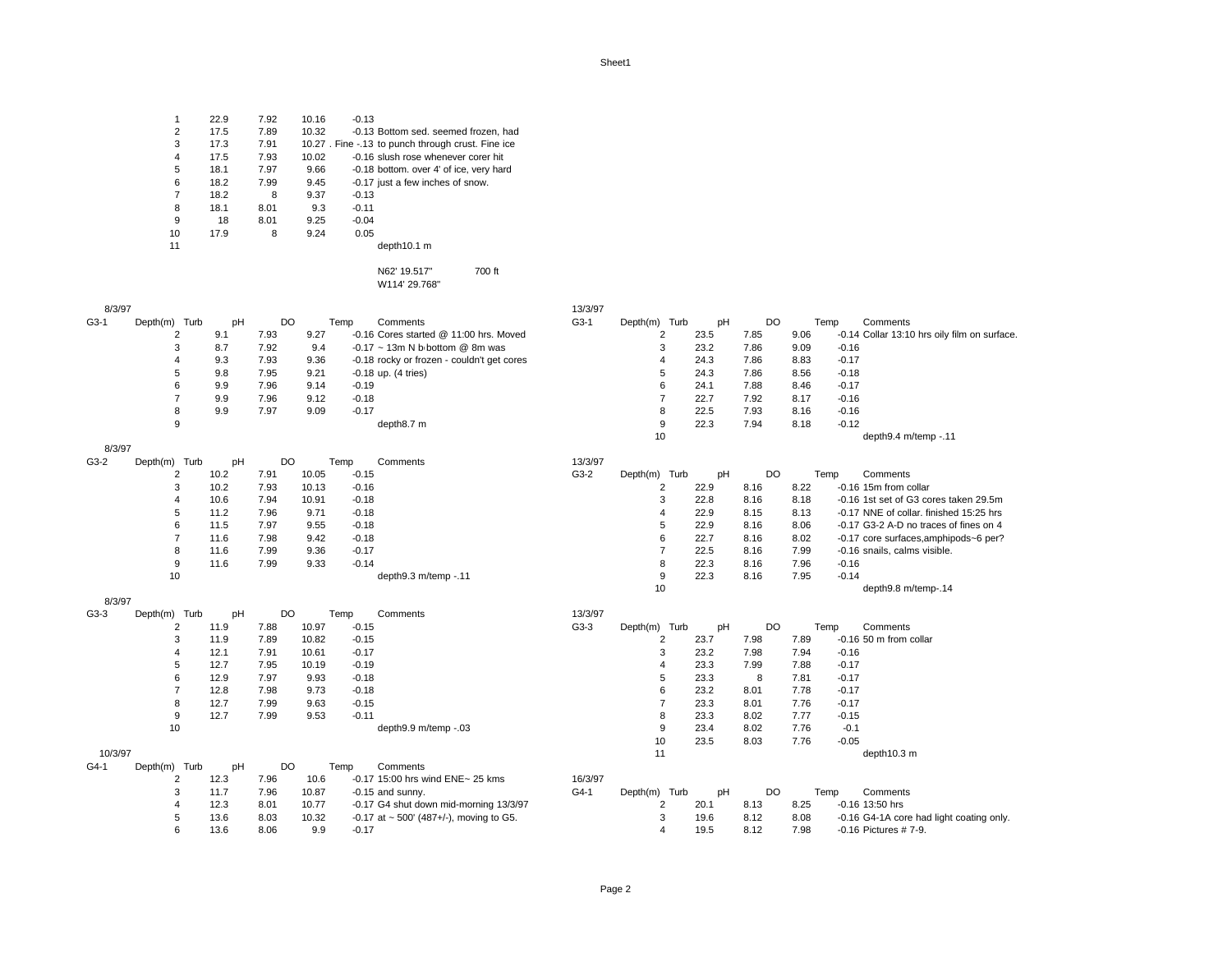Sheet1

| | | | | | |
|---|---|---|---|---|---|
| 1 | 22.9 | 7.92 | 10.16 | -0.13 | |
| 2 | 17.5 | 7.89 | 10.32 | -0.13 | Bottom sed. seemed frozen, had |
| 3 | 17.3 | 7.91 | 10.27 | . Fine -.13 | to punch through crust. Fine ice |
| 4 | 17.5 | 7.93 | 10.02 | -0.16 | slush rose whenever corer hit |
| 5 | 18.1 | 7.97 | 9.66 | -0.18 | bottom. over 4' of ice, very hard |
| 6 | 18.2 | 7.99 | 9.45 | -0.17 | just a few inches of snow. |
| 7 | 18.2 | 8 | 9.37 | -0.13 | |
| 8 | 18.1 | 8.01 | 9.3 | -0.11 | |
| 9 | 18 | 8.01 | 9.25 | -0.04 | |
| 10 | 17.9 | 8 | 9.24 | 0.05 | |
| 11 | | | | | depth10.1 m |

N62' 19.517" 700 ft
W114' 29.768"

8/3/97

| G3-1 | Depth(m) | Turb | pH | DO | Temp | Comments |
|---|---|---|---|---|---|---|
| | 2 | 9.1 | 7.93 | 9.27 | -0.16 | Cores started @ 11:00 hrs. Moved |
| | 3 | 8.7 | 7.92 | 9.4 | -0.17 | ~ 13m N b bottom @ 8m was |
| | 4 | 9.3 | 7.93 | 9.36 | -0.18 | rocky or frozen - couldn't get cores |
| | 5 | 9.8 | 7.95 | 9.21 | -0.18 | up. (4 tries) |
| | 6 | 9.9 | 7.96 | 9.14 | -0.19 | |
| | 7 | 9.9 | 7.96 | 9.12 | -0.18 | |
| | 8 | 9.9 | 7.97 | 9.09 | -0.17 | |
| | 9 | | | | | depth8.7 m |

8/3/97

| G3-2 | Depth(m) | Turb | pH | DO | Temp | Comments |
|---|---|---|---|---|---|---|
| | 2 | 10.2 | 7.91 | 10.05 | -0.15 | |
| | 3 | 10.2 | 7.93 | 10.13 | -0.16 | |
| | 4 | 10.6 | 7.94 | 10.91 | -0.18 | |
| | 5 | 11.2 | 7.96 | 9.71 | -0.18 | |
| | 6 | 11.5 | 7.97 | 9.55 | -0.18 | |
| | 7 | 11.6 | 7.98 | 9.42 | -0.18 | |
| | 8 | 11.6 | 7.99 | 9.36 | -0.17 | |
| | 9 | 11.6 | 7.99 | 9.33 | -0.14 | |
| | 10 | | | | | depth9.3 m/temp -.11 |

8/3/97

| G3-3 | Depth(m) | Turb | pH | DO | Temp | Comments |
|---|---|---|---|---|---|---|
| | 2 | 11.9 | 7.88 | 10.97 | -0.15 | |
| | 3 | 11.9 | 7.89 | 10.82 | -0.15 | |
| | 4 | 12.1 | 7.91 | 10.61 | -0.17 | |
| | 5 | 12.7 | 7.95 | 10.19 | -0.19 | |
| | 6 | 12.9 | 7.97 | 9.93 | -0.18 | |
| | 7 | 12.8 | 7.98 | 9.73 | -0.18 | |
| | 8 | 12.7 | 7.99 | 9.63 | -0.15 | |
| | 9 | 12.7 | 7.99 | 9.53 | -0.11 | |
| | 10 | | | | | depth9.9 m/temp -.03 |

10/3/97

| G4-1 | Depth(m) | Turb | pH | DO | Temp | Comments |
|---|---|---|---|---|---|---|
| | 2 | 12.3 | 7.96 | 10.6 | -0.17 | 15:00 hrs wind ENE~ 25 kms |
| | 3 | 11.7 | 7.96 | 10.87 | -0.15 | and sunny. |
| | 4 | 12.3 | 8.01 | 10.77 | -0.17 | G4 shut down mid-morning 13/3/97 |
| | 5 | 13.6 | 8.03 | 10.32 | -0.17 | at ~ 500' (487+/-), moving to G5. |
| | 6 | 13.6 | 8.06 | 9.9 | -0.17 | |

13/3/97

| G3-1 | Depth(m) | Turb | pH | DO | Temp | Comments |
|---|---|---|---|---|---|---|
| | 2 | 23.5 | 7.85 | 9.06 | -0.14 | Collar 13:10 hrs oily film on surface. |
| | 3 | 23.2 | 7.86 | 9.09 | -0.16 | |
| | 4 | 24.3 | 7.86 | 8.83 | -0.17 | |
| | 5 | 24.3 | 7.86 | 8.56 | -0.18 | |
| | 6 | 24.1 | 7.88 | 8.46 | -0.17 | |
| | 7 | 22.7 | 7.92 | 8.17 | -0.16 | |
| | 8 | 22.5 | 7.93 | 8.16 | -0.16 | |
| | 9 | 22.3 | 7.94 | 8.18 | -0.12 | |
| | 10 | | | | | depth9.4 m/temp -.11 |

13/3/97

| G3-2 | Depth(m) | Turb | pH | DO | Temp | Comments |
|---|---|---|---|---|---|---|
| | 2 | 22.9 | 8.16 | 8.22 | -0.16 | 15m from collar |
| | 3 | 22.8 | 8.16 | 8.18 | -0.16 | 1st set of G3 cores taken 29.5m |
| | 4 | 22.9 | 8.15 | 8.13 | -0.17 | NNE of collar. finished 15:25 hrs |
| | 5 | 22.9 | 8.16 | 8.06 | -0.17 | G3-2 A-D no traces of fines on 4 |
| | 6 | 22.7 | 8.16 | 8.02 | -0.17 | core surfaces,amphipods~6 per? |
| | 7 | 22.5 | 8.16 | 7.99 | -0.16 | snails, calms visible. |
| | 8 | 22.3 | 8.16 | 7.96 | -0.16 | |
| | 9 | 22.3 | 8.16 | 7.95 | -0.14 | |
| | 10 | | | | | depth9.8 m/temp-.14 |

13/3/97

| G3-3 | Depth(m) | Turb | pH | DO | Temp | Comments |
|---|---|---|---|---|---|---|
| | 2 | 23.7 | 7.98 | 7.89 | -0.16 | 50 m from collar |
| | 3 | 23.2 | 7.98 | 7.94 | -0.16 | |
| | 4 | 23.3 | 7.99 | 7.88 | -0.17 | |
| | 5 | 23.3 | 8 | 7.81 | -0.17 | |
| | 6 | 23.2 | 8.01 | 7.78 | -0.17 | |
| | 7 | 23.3 | 8.01 | 7.76 | -0.17 | |
| | 8 | 23.3 | 8.02 | 7.77 | -0.15 | |
| | 9 | 23.4 | 8.02 | 7.76 | -0.1 | |
| | 10 | 23.5 | 8.03 | 7.76 | -0.05 | |
| | 11 | | | | | depth10.3 m |

16/3/97

| G4-1 | Depth(m) | Turb | pH | DO | Temp | Comments |
|---|---|---|---|---|---|---|
| | 2 | 20.1 | 8.13 | 8.25 | -0.16 | 13:50 hrs |
| | 3 | 19.6 | 8.12 | 8.08 | -0.16 | G4-1A core had light coating only. |
| | 4 | 19.5 | 8.12 | 7.98 | -0.16 | Pictures # 7-9. |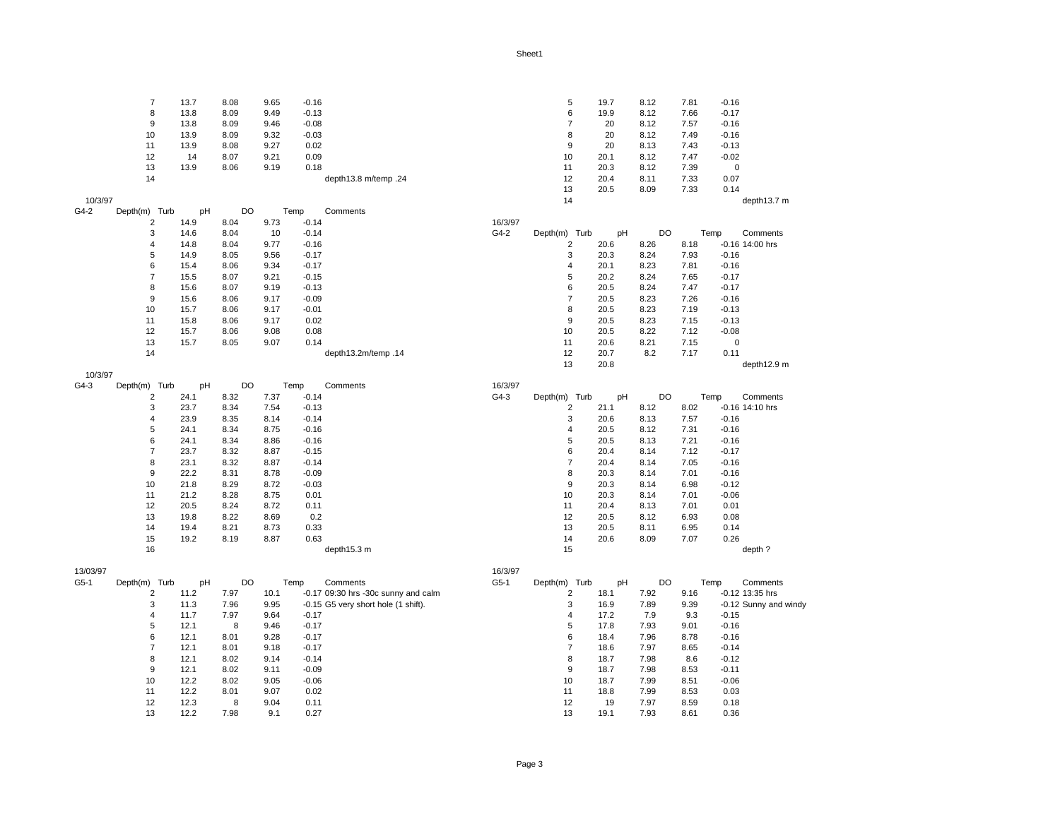| | Depth(m) | Turb | pH | DO | Temp | Comments |
|---|---|---|---|---|---|---|
| | 7 | 13.7 | 8.08 | 9.65 | -0.16 | |
| | 8 | 13.8 | 8.09 | 9.49 | -0.13 | |
| | 9 | 13.8 | 8.09 | 9.46 | -0.08 | |
| | 10 | 13.9 | 8.09 | 9.32 | -0.03 | |
| | 11 | 13.9 | 8.08 | 9.27 | 0.02 | |
| | 12 | 14 | 8.07 | 9.21 | 0.09 | |
| | 13 | 13.9 | 8.06 | 9.19 | 0.18 | |
| | 14 | | | | | depth13.8 m/temp .24 |

10/3/97

| G4-2 | Depth(m) | Turb | pH | DO | Temp | Comments |
|---|---|---|---|---|---|---|
| | 2 | 14.9 | 8.04 | 9.73 | -0.14 | |
| | 3 | 14.6 | 8.04 | 10 | -0.14 | |
| | 4 | 14.8 | 8.04 | 9.77 | -0.16 | |
| | 5 | 14.9 | 8.05 | 9.56 | -0.17 | |
| | 6 | 15.4 | 8.06 | 9.34 | -0.17 | |
| | 7 | 15.5 | 8.07 | 9.21 | -0.15 | |
| | 8 | 15.6 | 8.07 | 9.19 | -0.13 | |
| | 9 | 15.6 | 8.06 | 9.17 | -0.09 | |
| | 10 | 15.7 | 8.06 | 9.17 | -0.01 | |
| | 11 | 15.8 | 8.06 | 9.17 | 0.02 | |
| | 12 | 15.7 | 8.06 | 9.08 | 0.08 | |
| | 13 | 15.7 | 8.05 | 9.07 | 0.14 | |
| | 14 | | | | | depth13.2m/temp .14 |

10/3/97

| G4-3 | Depth(m) | Turb | pH | DO | Temp | Comments |
|---|---|---|---|---|---|---|
| | 2 | 24.1 | 8.32 | 7.37 | -0.14 | |
| | 3 | 23.7 | 8.34 | 7.54 | -0.13 | |
| | 4 | 23.9 | 8.35 | 8.14 | -0.14 | |
| | 5 | 24.1 | 8.34 | 8.75 | -0.16 | |
| | 6 | 24.1 | 8.34 | 8.86 | -0.16 | |
| | 7 | 23.7 | 8.32 | 8.87 | -0.15 | |
| | 8 | 23.1 | 8.32 | 8.87 | -0.14 | |
| | 9 | 22.2 | 8.31 | 8.78 | -0.09 | |
| | 10 | 21.8 | 8.29 | 8.72 | -0.03 | |
| | 11 | 21.2 | 8.28 | 8.75 | 0.01 | |
| | 12 | 20.5 | 8.24 | 8.72 | 0.11 | |
| | 13 | 19.8 | 8.22 | 8.69 | 0.2 | |
| | 14 | 19.4 | 8.21 | 8.73 | 0.33 | |
| | 15 | 19.2 | 8.19 | 8.87 | 0.63 | |
| | 16 | | | | | depth15.3 m |

13/03/97

| G5-1 | Depth(m) | Turb | pH | DO | Temp | Comments |
|---|---|---|---|---|---|---|
| | 2 | 11.2 | 7.97 | 10.1 | -0.17 | 09:30 hrs -30c sunny and calm |
| | 3 | 11.3 | 7.96 | 9.95 | -0.15 | G5 very short hole (1 shift). |
| | 4 | 11.7 | 7.97 | 9.64 | -0.17 | |
| | 5 | 12.1 | 8 | 9.46 | -0.17 | |
| | 6 | 12.1 | 8.01 | 9.28 | -0.17 | |
| | 7 | 12.1 | 8.01 | 9.18 | -0.17 | |
| | 8 | 12.1 | 8.02 | 9.14 | -0.14 | |
| | 9 | 12.1 | 8.02 | 9.11 | -0.09 | |
| | 10 | 12.2 | 8.02 | 9.05 | -0.06 | |
| | 11 | 12.2 | 8.01 | 9.07 | 0.02 | |
| | 12 | 12.3 | 8 | 9.04 | 0.11 | |
| | 13 | 12.2 | 7.98 | 9.1 | 0.27 | |

| | Depth(m) | Turb | pH | DO | Temp | Comments |
|---|---|---|---|---|---|---|
| | 5 | 19.7 | 8.12 | 7.81 | -0.16 | |
| | 6 | 19.9 | 8.12 | 7.66 | -0.17 | |
| | 7 | 20 | 8.12 | 7.57 | -0.16 | |
| | 8 | 20 | 8.12 | 7.49 | -0.16 | |
| | 9 | 20 | 8.13 | 7.43 | -0.13 | |
| | 10 | 20.1 | 8.12 | 7.47 | -0.02 | |
| | 11 | 20.3 | 8.12 | 7.39 | 0 | |
| | 12 | 20.4 | 8.11 | 7.33 | 0.07 | |
| | 13 | 20.5 | 8.09 | 7.33 | 0.14 | |
| | 14 | | | | | depth13.7 m |

16/3/97

| G4-2 | Depth(m) | Turb | pH | DO | Temp | Comments |
|---|---|---|---|---|---|---|
| | 2 | 20.6 | 8.26 | 8.18 | -0.16 | 14:00 hrs |
| | 3 | 20.3 | 8.24 | 7.93 | -0.16 | |
| | 4 | 20.1 | 8.23 | 7.81 | -0.16 | |
| | 5 | 20.2 | 8.24 | 7.65 | -0.17 | |
| | 6 | 20.5 | 8.24 | 7.47 | -0.17 | |
| | 7 | 20.5 | 8.23 | 7.26 | -0.16 | |
| | 8 | 20.5 | 8.23 | 7.19 | -0.13 | |
| | 9 | 20.5 | 8.23 | 7.15 | -0.13 | |
| | 10 | 20.5 | 8.22 | 7.12 | -0.08 | |
| | 11 | 20.6 | 8.21 | 7.15 | 0 | |
| | 12 | 20.7 | 8.2 | 7.17 | 0.11 | |
| | 13 | 20.8 | | | | depth12.9 m |

16/3/97

| G4-3 | Depth(m) | Turb | pH | DO | Temp | Comments |
|---|---|---|---|---|---|---|
| | 2 | 21.1 | 8.12 | 8.02 | -0.16 | 14:10 hrs |
| | 3 | 20.6 | 8.13 | 7.57 | -0.16 | |
| | 4 | 20.5 | 8.12 | 7.31 | -0.16 | |
| | 5 | 20.5 | 8.13 | 7.21 | -0.16 | |
| | 6 | 20.4 | 8.14 | 7.12 | -0.17 | |
| | 7 | 20.4 | 8.14 | 7.05 | -0.16 | |
| | 8 | 20.3 | 8.14 | 7.01 | -0.16 | |
| | 9 | 20.3 | 8.14 | 6.98 | -0.12 | |
| | 10 | 20.3 | 8.14 | 7.01 | -0.06 | |
| | 11 | 20.4 | 8.13 | 7.01 | 0.01 | |
| | 12 | 20.5 | 8.12 | 6.93 | 0.08 | |
| | 13 | 20.5 | 8.11 | 6.95 | 0.14 | |
| | 14 | 20.6 | 8.09 | 7.07 | 0.26 | |
| | 15 | | | | | depth ? |

16/3/97

| G5-1 | Depth(m) | Turb | pH | DO | Temp | Comments |
|---|---|---|---|---|---|---|
| | 2 | 18.1 | 7.92 | 9.16 | -0.12 | 13:35 hrs |
| | 3 | 16.9 | 7.89 | 9.39 | -0.12 | Sunny and windy |
| | 4 | 17.2 | 7.9 | 9.3 | -0.15 | |
| | 5 | 17.8 | 7.93 | 9.01 | -0.16 | |
| | 6 | 18.4 | 7.96 | 8.78 | -0.16 | |
| | 7 | 18.6 | 7.97 | 8.65 | -0.14 | |
| | 8 | 18.7 | 7.98 | 8.6 | -0.12 | |
| | 9 | 18.7 | 7.98 | 8.53 | -0.11 | |
| | 10 | 18.7 | 7.99 | 8.51 | -0.06 | |
| | 11 | 18.8 | 7.99 | 8.53 | 0.03 | |
| | 12 | 19 | 7.97 | 8.59 | 0.18 | |
| | 13 | 19.1 | 7.93 | 8.61 | 0.36 | |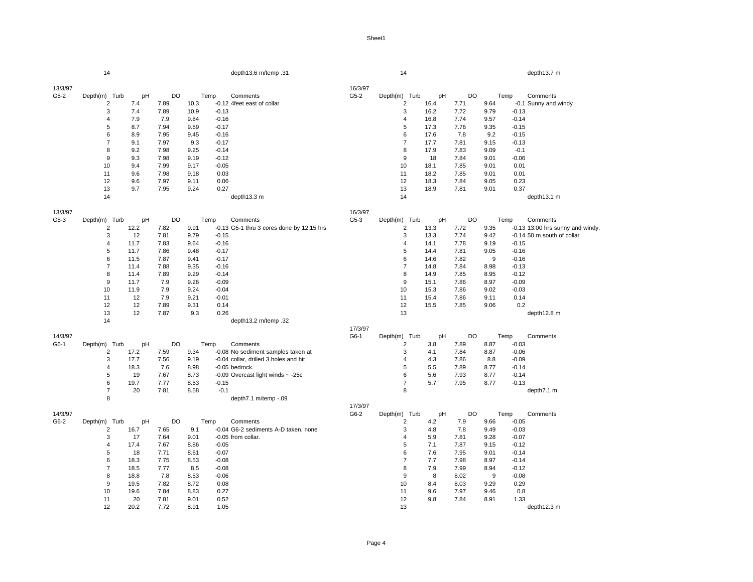| | | | | | | |
|---|---|---|---|---|---|---|
| | 14 | | | | | depth13.6 m/temp .31 |

| 13/3/97 | | | | | | |
|---|---|---|---|---|---|---|
| G5-2 | Depth(m) | Turb | pH | DO | Temp | Comments |
| | 2 | 7.4 | 7.89 | 10.3 | -0.12 | 4feet east of collar |
| | 3 | 7.4 | 7.89 | 10.9 | -0.13 | |
| | 4 | 7.9 | 7.9 | 9.84 | -0.16 | |
| | 5 | 8.7 | 7.94 | 9.59 | -0.17 | |
| | 6 | 8.9 | 7.95 | 9.45 | -0.16 | |
| | 7 | 9.1 | 7.97 | 9.3 | -0.17 | |
| | 8 | 9.2 | 7.98 | 9.25 | -0.14 | |
| | 9 | 9.3 | 7.98 | 9.19 | -0.12 | |
| | 10 | 9.4 | 7.99 | 9.17 | -0.05 | |
| | 11 | 9.6 | 7.98 | 9.18 | 0.03 | |
| | 12 | 9.6 | 7.97 | 9.11 | 0.06 | |
| | 13 | 9.7 | 7.95 | 9.24 | 0.27 | |
| | 14 | | | | | depth13.3 m |

| 13/3/97 | | | | | | |
|---|---|---|---|---|---|---|
| G5-3 | Depth(m) | Turb | pH | DO | Temp | Comments |
| | 2 | 12.2 | 7.82 | 9.91 | -0.13 | G5-1 thru 3 cores done by 12:15 hrs |
| | 3 | 12 | 7.81 | 9.79 | -0.15 | |
| | 4 | 11.7 | 7.83 | 9.64 | -0.16 | |
| | 5 | 11.7 | 7.86 | 9.48 | -0.17 | |
| | 6 | 11.5 | 7.87 | 9.41 | -0.17 | |
| | 7 | 11.4 | 7.88 | 9.35 | -0.16 | |
| | 8 | 11.4 | 7.89 | 9.29 | -0.14 | |
| | 9 | 11.7 | 7.9 | 9.26 | -0.09 | |
| | 10 | 11.9 | 7.9 | 9.24 | -0.04 | |
| | 11 | 12 | 7.9 | 9.21 | -0.01 | |
| | 12 | 12 | 7.89 | 9.31 | 0.14 | |
| | 13 | 12 | 7.87 | 9.3 | 0.26 | |
| | 14 | | | | | depth13.2 m/temp .32 |

| 14/3/97 | | | | | | |
|---|---|---|---|---|---|---|
| G6-1 | Depth(m) | Turb | pH | DO | Temp | Comments |
| | 2 | 17.2 | 7.59 | 9.34 | -0.08 | No sediment samples taken at |
| | 3 | 17.7 | 7.56 | 9.19 | -0.04 | collar, drilled 3 holes and hit |
| | 4 | 18.3 | 7.6 | 8.98 | -0.05 | bedrock. |
| | 5 | 19 | 7.67 | 8.73 | -0.09 | Overcast light winds ~ -25c |
| | 6 | 19.7 | 7.77 | 8.53 | -0.15 | |
| | 7 | 20 | 7.81 | 8.58 | -0.1 | |
| | 8 | | | | | depth7.1 m/temp -.09 |

| 14/3/97 | | | | | | |
|---|---|---|---|---|---|---|
| G6-2 | Depth(m) | Turb | pH | DO | Temp | Comments |
| | 2 | 16.7 | 7.65 | 9.1 | -0.04 | G6-2 sediments A-D taken, none |
| | 3 | 17 | 7.64 | 9.01 | -0.05 | from collar. |
| | 4 | 17.4 | 7.67 | 8.86 | -0.05 | |
| | 5 | 18 | 7.71 | 8.61 | -0.07 | |
| | 6 | 18.3 | 7.75 | 8.53 | -0.08 | |
| | 7 | 18.5 | 7.77 | 8.5 | -0.08 | |
| | 8 | 18.8 | 7.8 | 8.53 | -0.06 | |
| | 9 | 19.5 | 7.82 | 8.72 | 0.08 | |
| | 10 | 19.6 | 7.84 | 8.83 | 0.27 | |
| | 11 | 20 | 7.81 | 9.01 | 0.52 | |
| | 12 | 20.2 | 7.72 | 8.91 | 1.05 | |

| | | | | | | |
|---|---|---|---|---|---|---|
| | 14 | | | | | depth13.7 m |

| 16/3/97 | | | | | | |
|---|---|---|---|---|---|---|
| G5-2 | Depth(m) | Turb | pH | DO | Temp | Comments |
| | 2 | 16.4 | 7.71 | 9.64 | -0.1 | Sunny and windy |
| | 3 | 16.2 | 7.72 | 9.79 | -0.13 | |
| | 4 | 16.8 | 7.74 | 9.57 | -0.14 | |
| | 5 | 17.3 | 7.76 | 9.35 | -0.15 | |
| | 6 | 17.6 | 7.8 | 9.2 | -0.15 | |
| | 7 | 17.7 | 7.81 | 9.15 | -0.13 | |
| | 8 | 17.9 | 7.83 | 9.09 | -0.1 | |
| | 9 | 18 | 7.84 | 9.01 | -0.06 | |
| | 10 | 18.1 | 7.85 | 9.01 | 0.01 | |
| | 11 | 18.2 | 7.85 | 9.01 | 0.01 | |
| | 12 | 18.3 | 7.84 | 9.05 | 0.23 | |
| | 13 | 18.9 | 7.81 | 9.01 | 0.37 | |
| | 14 | | | | | depth13.1 m |

| 16/3/97 | | | | | | |
|---|---|---|---|---|---|---|
| G5-3 | Depth(m) | Turb | pH | DO | Temp | Comments |
| | 2 | 13.3 | 7.72 | 9.35 | -0.13 | 13:00 hrs sunny and windy. |
| | 3 | 13.3 | 7.74 | 9.42 | -0.14 | 50 m south of collar |
| | 4 | 14.1 | 7.78 | 9.19 | -0.15 | |
| | 5 | 14.4 | 7.81 | 9.05 | -0.16 | |
| | 6 | 14.6 | 7.82 | 9 | -0.16 | |
| | 7 | 14.8 | 7.84 | 8.98 | -0.13 | |
| | 8 | 14.9 | 7.85 | 8.95 | -0.12 | |
| | 9 | 15.1 | 7.86 | 8.97 | -0.09 | |
| | 10 | 15.3 | 7.86 | 9.02 | -0.03 | |
| | 11 | 15.4 | 7.86 | 9.11 | 0.14 | |
| | 12 | 15.5 | 7.85 | 9.06 | 0.2 | |
| | 13 | | | | | depth12.8 m |

| 17/3/97 | | | | | | |
|---|---|---|---|---|---|---|
| G6-1 | Depth(m) | Turb | pH | DO | Temp | Comments |
| | 2 | 3.8 | 7.89 | 8.87 | -0.03 | |
| | 3 | 4.1 | 7.84 | 8.87 | -0.06 | |
| | 4 | 4.3 | 7.86 | 8.8 | -0.09 | |
| | 5 | 5.5 | 7.89 | 8.77 | -0.14 | |
| | 6 | 5.6 | 7.93 | 8.77 | -0.14 | |
| | 7 | 5.7 | 7.95 | 8.77 | -0.13 | |
| | 8 | | | | | depth7.1 m |

| 17/3/97 | | | | | | |
|---|---|---|---|---|---|---|
| G6-2 | Depth(m) | Turb | pH | DO | Temp | Comments |
| | 2 | 4.2 | 7.9 | 9.66 | -0.05 | |
| | 3 | 4.8 | 7.8 | 9.49 | -0.03 | |
| | 4 | 5.9 | 7.81 | 9.28 | -0.07 | |
| | 5 | 7.1 | 7.87 | 9.15 | -0.12 | |
| | 6 | 7.6 | 7.95 | 9.01 | -0.14 | |
| | 7 | 7.7 | 7.98 | 8.97 | -0.14 | |
| | 8 | 7.9 | 7.99 | 8.94 | -0.12 | |
| | 9 | 8 | 8.02 | 9 | -0.08 | |
| | 10 | 8.4 | 8.03 | 9.29 | 0.29 | |
| | 11 | 9.6 | 7.97 | 9.46 | 0.8 | |
| | 12 | 9.8 | 7.84 | 8.91 | 1.33 | |
| | 13 | | | | | depth12.3 m |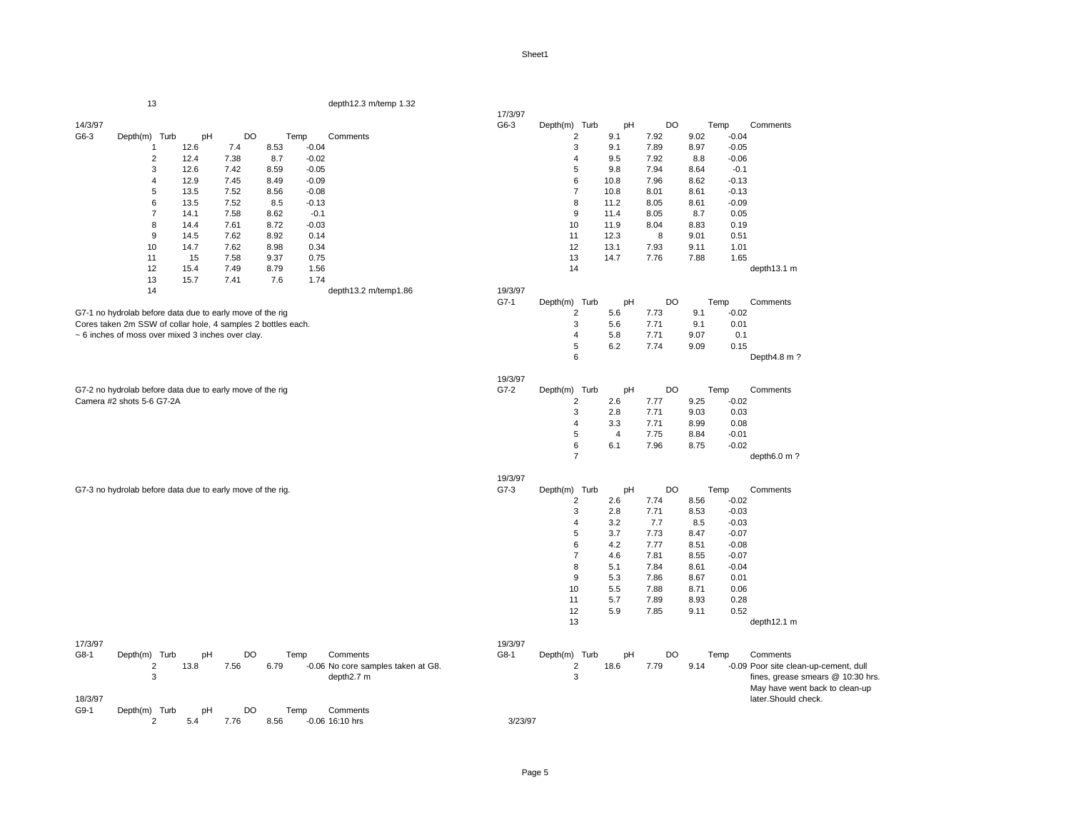| | 13 | | | | | depth12.3 m/temp 1.32 |
|---|---|---|---|---|---|---|

14/3/97

| G6-3 | Depth(m) | Turb | pH | DO | Temp | Comments |
|---|---|---|---|---|---|---|
| | 1 | 12.6 | 7.4 | 8.53 | -0.04 | |
| | 2 | 12.4 | 7.38 | 8.7 | -0.02 | |
| | 3 | 12.6 | 7.42 | 8.59 | -0.05 | |
| | 4 | 12.9 | 7.45 | 8.49 | -0.09 | |
| | 5 | 13.5 | 7.52 | 8.56 | -0.08 | |
| | 6 | 13.5 | 7.52 | 8.5 | -0.13 | |
| | 7 | 14.1 | 7.58 | 8.62 | -0.1 | |
| | 8 | 14.4 | 7.61 | 8.72 | -0.03 | |
| | 9 | 14.5 | 7.62 | 8.92 | 0.14 | |
| | 10 | 14.7 | 7.62 | 8.98 | 0.34 | |
| | 11 | 15 | 7.58 | 9.37 | 0.75 | |
| | 12 | 15.4 | 7.49 | 8.79 | 1.56 | |
| | 13 | 15.7 | 7.41 | 7.6 | 1.74 | |
| | 14 | | | | | depth13.2 m/temp1.86 |

G7-1 no hydrolab before data due to early move of the rig
Cores taken 2m SSW of collar hole, 4 samples 2 bottles each.
~ 6 inches of moss over mixed 3 inches over clay.

G7-2 no hydrolab before data due to early move of the rig
Camera #2 shots 5-6 G7-2A

G7-3 no hydrolab before data due to early move of the rig.

17/3/97

| G8-1 | Depth(m) | Turb | pH | DO | Temp | Comments |
|---|---|---|---|---|---|---|
| | 2 | 13.8 | 7.56 | 6.79 | -0.06 | No core samples taken at G8. |
| | 3 | | | | | depth2.7 m |

18/3/97

| G9-1 | Depth(m) | Turb | pH | DO | Temp | Comments |
|---|---|---|---|---|---|---|
| | 2 | 5.4 | 7.76 | 8.56 | -0.06 | 16:10 hrs |

17/3/97

| G6-3 | Depth(m) | Turb | pH | DO | Temp | Comments |
|---|---|---|---|---|---|---|
| | 2 | 9.1 | 7.92 | 9.02 | -0.04 | |
| | 3 | 9.1 | 7.89 | 8.97 | -0.05 | |
| | 4 | 9.5 | 7.92 | 8.8 | -0.06 | |
| | 5 | 9.8 | 7.94 | 8.64 | -0.1 | |
| | 6 | 10.8 | 7.96 | 8.62 | -0.13 | |
| | 7 | 10.8 | 8.01 | 8.61 | -0.13 | |
| | 8 | 11.2 | 8.05 | 8.61 | -0.09 | |
| | 9 | 11.4 | 8.05 | 8.7 | 0.05 | |
| | 10 | 11.9 | 8.04 | 8.83 | 0.19 | |
| | 11 | 12.3 | 8 | 9.01 | 0.51 | |
| | 12 | 13.1 | 7.93 | 9.11 | 1.01 | |
| | 13 | 14.7 | 7.76 | 7.88 | 1.65 | |
| | 14 | | | | | depth13.1 m |

19/3/97

| G7-1 | Depth(m) | Turb | pH | DO | Temp | Comments |
|---|---|---|---|---|---|---|
| | 2 | 5.6 | 7.73 | 9.1 | -0.02 | |
| | 3 | 5.6 | 7.71 | 9.1 | 0.01 | |
| | 4 | 5.8 | 7.71 | 9.07 | 0.1 | |
| | 5 | 6.2 | 7.74 | 9.09 | 0.15 | |
| | 6 | | | | | Depth4.8 m ? |

19/3/97

| G7-2 | Depth(m) | Turb | pH | DO | Temp | Comments |
|---|---|---|---|---|---|---|
| | 2 | 2.6 | 7.77 | 9.25 | -0.02 | |
| | 3 | 2.8 | 7.71 | 9.03 | 0.03 | |
| | 4 | 3.3 | 7.71 | 8.99 | 0.08 | |
| | 5 | 4 | 7.75 | 8.84 | -0.01 | |
| | 6 | 6.1 | 7.96 | 8.75 | -0.02 | |
| | 7 | | | | | depth6.0 m ? |

19/3/97

| G7-3 | Depth(m) | Turb | pH | DO | Temp | Comments |
|---|---|---|---|---|---|---|
| | 2 | 2.6 | 7.74 | 8.56 | -0.02 | |
| | 3 | 2.8 | 7.71 | 8.53 | -0.03 | |
| | 4 | 3.2 | 7.7 | 8.5 | -0.03 | |
| | 5 | 3.7 | 7.73 | 8.47 | -0.07 | |
| | 6 | 4.2 | 7.77 | 8.51 | -0.08 | |
| | 7 | 4.6 | 7.81 | 8.55 | -0.07 | |
| | 8 | 5.1 | 7.84 | 8.61 | -0.04 | |
| | 9 | 5.3 | 7.86 | 8.67 | 0.01 | |
| | 10 | 5.5 | 7.88 | 8.71 | 0.06 | |
| | 11 | 5.7 | 7.89 | 8.93 | 0.28 | |
| | 12 | 5.9 | 7.85 | 9.11 | 0.52 | |
| | 13 | | | | | depth12.1 m |

19/3/97

| G8-1 | Depth(m) | Turb | pH | DO | Temp | Comments |
|---|---|---|---|---|---|---|
| | 2 | 18.6 | 7.79 | 9.14 | -0.09 | Poor site clean-up-cement, dull fines, grease smears @ 10:30 hrs. May have went back to clean-up later.Should check. |
| | 3 | | | | | |

3/23/97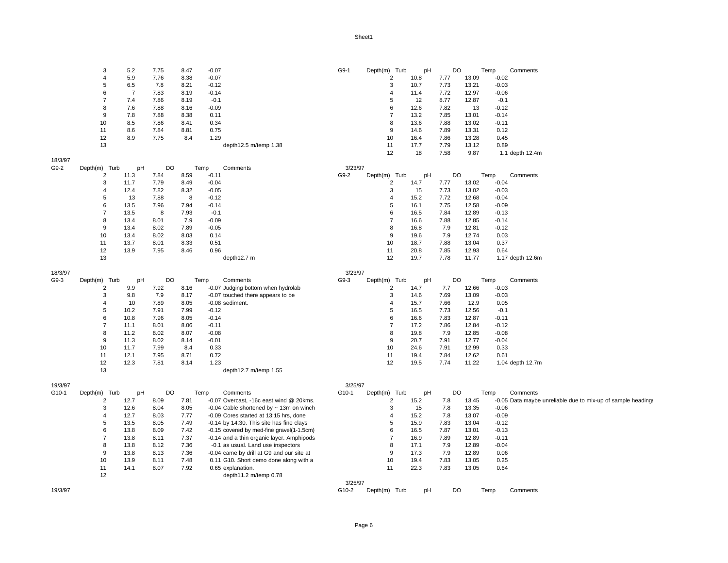| Depth(m) | Turb | pH | DO | Temp | Comments |
|---|---|---|---|---|---|
| 3 | 5.2 | 7.75 | 8.47 | -0.07 | |
| 4 | 5.9 | 7.76 | 8.38 | -0.07 | |
| 5 | 6.5 | 7.8 | 8.21 | -0.12 | |
| 6 | 7 | 7.83 | 8.19 | -0.14 | |
| 7 | 7.4 | 7.86 | 8.19 | -0.1 | |
| 8 | 7.6 | 7.88 | 8.16 | -0.09 | |
| 9 | 7.8 | 7.88 | 8.38 | 0.11 | |
| 10 | 8.5 | 7.86 | 8.41 | 0.34 | |
| 11 | 8.6 | 7.84 | 8.81 | 0.75 | |
| 12 | 8.9 | 7.75 | 8.4 | 1.29 | |
| 13 | | | | | depth12.5 m/temp 1.38 |

18/3/97

G9-2

| Depth(m) | Turb | pH | DO | Temp | Comments |
|---|---|---|---|---|---|
| 2 | 11.3 | 7.84 | 8.59 | -0.11 | |
| 3 | 11.7 | 7.79 | 8.49 | -0.04 | |
| 4 | 12.4 | 7.82 | 8.32 | -0.05 | |
| 5 | 13 | 7.88 | 8 | -0.12 | |
| 6 | 13.5 | 7.96 | 7.94 | -0.14 | |
| 7 | 13.5 | 8 | 7.93 | -0.1 | |
| 8 | 13.4 | 8.01 | 7.9 | -0.09 | |
| 9 | 13.4 | 8.02 | 7.89 | -0.05 | |
| 10 | 13.4 | 8.02 | 8.03 | 0.14 | |
| 11 | 13.7 | 8.01 | 8.33 | 0.51 | |
| 12 | 13.9 | 7.95 | 8.46 | 0.96 | |
| 13 | | | | | depth12.7 m |

18/3/97

G9-3

| Depth(m) | Turb | pH | DO | Temp | Comments |
|---|---|---|---|---|---|
| 2 | 9.9 | 7.92 | 8.16 | -0.07 | Judging bottom when hydrolab |
| 3 | 9.8 | 7.9 | 8.17 | -0.07 | touched there appears to be |
| 4 | 10 | 7.89 | 8.05 | -0.08 | sediment. |
| 5 | 10.2 | 7.91 | 7.99 | -0.12 | |
| 6 | 10.8 | 7.96 | 8.05 | -0.14 | |
| 7 | 11.1 | 8.01 | 8.06 | -0.11 | |
| 8 | 11.2 | 8.02 | 8.07 | -0.08 | |
| 9 | 11.3 | 8.02 | 8.14 | -0.01 | |
| 10 | 11.7 | 7.99 | 8.4 | 0.33 | |
| 11 | 12.1 | 7.95 | 8.71 | 0.72 | |
| 12 | 12.3 | 7.81 | 8.14 | 1.23 | |
| 13 | | | | | depth12.7 m/temp 1.55 |

19/3/97

G10-1

| Depth(m) | Turb | pH | DO | Temp | Comments |
|---|---|---|---|---|---|
| 2 | 12.7 | 8.09 | 7.81 | -0.07 | Overcast, -16c east wind @ 20kms. |
| 3 | 12.6 | 8.04 | 8.05 | -0.04 | Cable shortened by ~ 13m on winch |
| 4 | 12.7 | 8.03 | 7.77 | -0.09 | Cores started at 13:15 hrs, done |
| 5 | 13.5 | 8.05 | 7.49 | -0.14 | by 14:30. This site has fine clays |
| 6 | 13.8 | 8.09 | 7.42 | -0.15 | covered by med-fine gravel(1-1.5cm) |
| 7 | 13.8 | 8.11 | 7.37 | -0.14 | and a thin organic layer. Amphipods |
| 8 | 13.8 | 8.12 | 7.36 | -0.1 | as usual. Land use inspectors |
| 9 | 13.8 | 8.13 | 7.36 | -0.04 | came by drill at G9 and our site at |
| 10 | 13.9 | 8.11 | 7.48 | 0.11 | G10. Short demo done along with a |
| 11 | 14.1 | 8.07 | 7.92 | 0.65 | explanation. |
| 12 | | | | | depth11.2 m/temp 0.78 |

19/3/97

G9-1

| Depth(m) | Turb | pH | DO | Temp | Comments |
|---|---|---|---|---|---|
| 2 | 10.8 | 7.77 | 13.09 | -0.02 | |
| 3 | 10.7 | 7.73 | 13.21 | -0.03 | |
| 4 | 11.4 | 7.72 | 12.97 | -0.06 | |
| 5 | 12 | 8.77 | 12.87 | -0.1 | |
| 6 | 12.6 | 7.82 | 13 | -0.12 | |
| 7 | 13.2 | 7.85 | 13.01 | -0.14 | |
| 8 | 13.6 | 7.88 | 13.02 | -0.11 | |
| 9 | 14.6 | 7.89 | 13.31 | 0.12 | |
| 10 | 16.4 | 7.86 | 13.28 | 0.45 | |
| 11 | 17.7 | 7.79 | 13.12 | 0.89 | |
| 12 | 18 | 7.58 | 9.87 | 1.1 | depth 12.4m |

3/23/97

G9-2

| Depth(m) | Turb | pH | DO | Temp | Comments |
|---|---|---|---|---|---|
| 2 | 14.7 | 7.77 | 13.02 | -0.04 | |
| 3 | 15 | 7.73 | 13.02 | -0.03 | |
| 4 | 15.2 | 7.72 | 12.68 | -0.04 | |
| 5 | 16.1 | 7.75 | 12.58 | -0.09 | |
| 6 | 16.5 | 7.84 | 12.89 | -0.13 | |
| 7 | 16.6 | 7.88 | 12.85 | -0.14 | |
| 8 | 16.8 | 7.9 | 12.81 | -0.12 | |
| 9 | 19.6 | 7.9 | 12.74 | 0.03 | |
| 10 | 18.7 | 7.88 | 13.04 | 0.37 | |
| 11 | 20.8 | 7.85 | 12.93 | 0.64 | |
| 12 | 19.7 | 7.78 | 11.77 | 1.17 | depth 12.6m |

3/23/97

G9-3

| Depth(m) | Turb | pH | DO | Temp | Comments |
|---|---|---|---|---|---|
| 2 | 14.7 | 7.7 | 12.66 | -0.03 | |
| 3 | 14.6 | 7.69 | 13.09 | -0.03 | |
| 4 | 15.7 | 7.66 | 12.9 | 0.05 | |
| 5 | 16.5 | 7.73 | 12.56 | -0.1 | |
| 6 | 16.6 | 7.83 | 12.87 | -0.11 | |
| 7 | 17.2 | 7.86 | 12.84 | -0.12 | |
| 8 | 19.8 | 7.9 | 12.85 | -0.08 | |
| 9 | 20.7 | 7.91 | 12.77 | -0.04 | |
| 10 | 24.6 | 7.91 | 12.99 | 0.33 | |
| 11 | 19.4 | 7.84 | 12.62 | 0.61 | |
| 12 | 19.5 | 7.74 | 11.22 | 1.04 | depth 12.7m |

3/25/97

G10-1

| Depth(m) | Turb | pH | DO | Temp | Comments |
|---|---|---|---|---|---|
| 2 | 15.2 | 7.8 | 13.45 | -0.05 | Data maybe unreliable due to mix-up of sample headings |
| 3 | 15 | 7.8 | 13.35 | -0.06 | |
| 4 | 15.2 | 7.8 | 13.07 | -0.09 | |
| 5 | 15.9 | 7.83 | 13.04 | -0.12 | |
| 6 | 16.5 | 7.87 | 13.01 | -0.13 | |
| 7 | 16.9 | 7.89 | 12.89 | -0.11 | |
| 8 | 17.1 | 7.9 | 12.89 | -0.04 | |
| 9 | 17.3 | 7.9 | 12.89 | 0.06 | |
| 10 | 19.4 | 7.83 | 13.05 | 0.25 | |
| 11 | 22.3 | 7.83 | 13.05 | 0.64 | |

3/25/97

G10-2

| Depth(m) | Turb | pH | DO | Temp | Comments |
|---|---|---|---|---|---|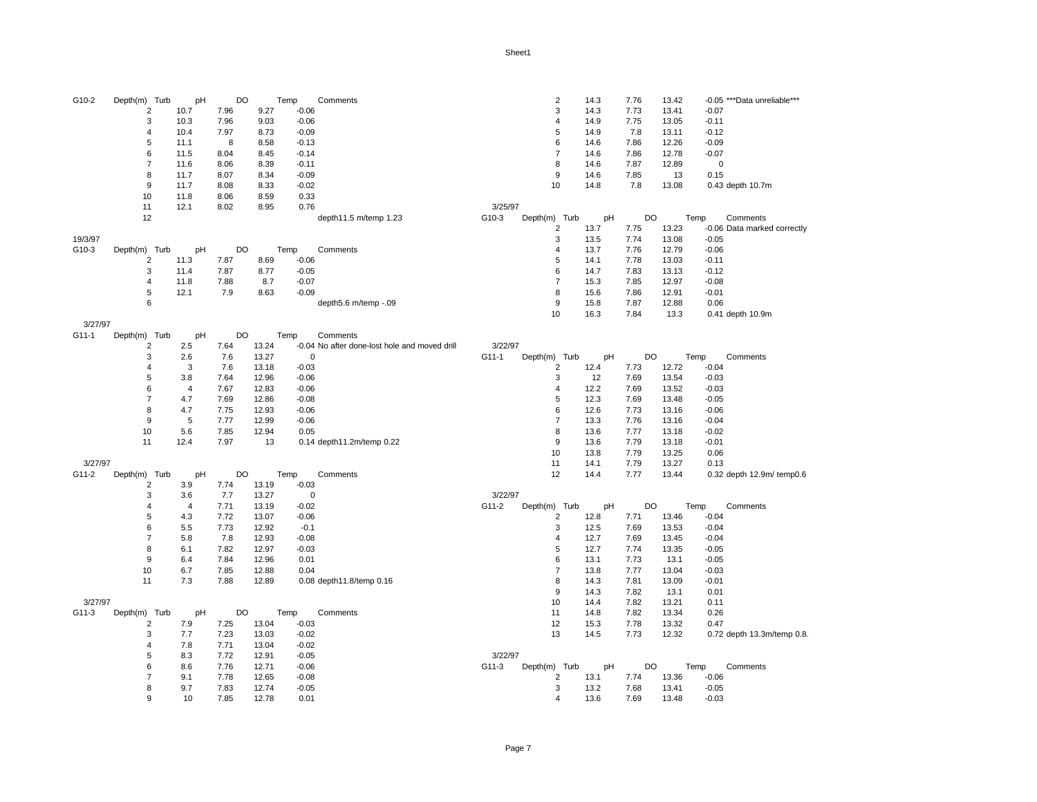**G10-2**

| Depth(m) | Turb | pH | DO | Temp | Comments |
|---|---|---|---|---|---|
| 2 | 10.7 | 7.96 | 9.27 | -0.06 | |
| 3 | 10.3 | 7.96 | 9.03 | -0.06 | |
| 4 | 10.4 | 7.97 | 8.73 | -0.09 | |
| 5 | 11.1 | 8 | 8.58 | -0.13 | |
| 6 | 11.5 | 8.04 | 8.45 | -0.14 | |
| 7 | 11.6 | 8.06 | 8.39 | -0.11 | |
| 8 | 11.7 | 8.07 | 8.34 | -0.09 | |
| 9 | 11.7 | 8.08 | 8.33 | -0.02 | |
| 10 | 11.8 | 8.06 | 8.59 | 0.33 | |
| 11 | 12.1 | 8.02 | 8.95 | 0.76 | |
| 12 | | | | | depth11.5 m/temp 1.23 |

19/3/97

**G10-3**

| Depth(m) | Turb | pH | DO | Temp | Comments |
|---|---|---|---|---|---|
| 2 | 11.3 | 7.87 | 8.69 | -0.06 | |
| 3 | 11.4 | 7.87 | 8.77 | -0.05 | |
| 4 | 11.8 | 7.88 | 8.7 | -0.07 | |
| 5 | 12.1 | 7.9 | 8.63 | -0.09 | |
| 6 | | | | | depth5.6 m/temp -.09 |

3/27/97

**G11-1**

| Depth(m) | Turb | pH | DO | Temp | Comments |
|---|---|---|---|---|---|
| 2 | 2.5 | 7.64 | 13.24 | -0.04 | No after done-lost hole and moved drill |
| 3 | 2.6 | 7.6 | 13.27 | 0 | |
| 4 | 3 | 7.6 | 13.18 | -0.03 | |
| 5 | 3.8 | 7.64 | 12.96 | -0.06 | |
| 6 | 4 | 7.67 | 12.83 | -0.06 | |
| 7 | 4.7 | 7.69 | 12.86 | -0.08 | |
| 8 | 4.7 | 7.75 | 12.93 | -0.06 | |
| 9 | 5 | 7.77 | 12.99 | -0.06 | |
| 10 | 5.6 | 7.85 | 12.94 | 0.05 | |
| 11 | 12.4 | 7.97 | 13 | 0.14 | depth11.2m/temp 0.22 |

3/27/97

**G11-2**

| Depth(m) | Turb | pH | DO | Temp | Comments |
|---|---|---|---|---|---|
| 2 | 3.9 | 7.74 | 13.19 | -0.03 | |
| 3 | 3.6 | 7.7 | 13.27 | 0 | |
| 4 | 4 | 7.71 | 13.19 | -0.02 | |
| 5 | 4.3 | 7.72 | 13.07 | -0.06 | |
| 6 | 5.5 | 7.73 | 12.92 | -0.1 | |
| 7 | 5.8 | 7.8 | 12.93 | -0.08 | |
| 8 | 6.1 | 7.82 | 12.97 | -0.03 | |
| 9 | 6.4 | 7.84 | 12.96 | 0.01 | |
| 10 | 6.7 | 7.85 | 12.88 | 0.04 | |
| 11 | 7.3 | 7.88 | 12.89 | 0.08 | depth11.8/temp 0.16 |

3/27/97

**G11-3**

| Depth(m) | Turb | pH | DO | Temp | Comments |
|---|---|---|---|---|---|
| 2 | 7.9 | 7.25 | 13.04 | -0.03 | |
| 3 | 7.7 | 7.23 | 13.03 | -0.02 | |
| 4 | 7.8 | 7.71 | 13.04 | -0.02 | |
| 5 | 8.3 | 7.72 | 12.91 | -0.05 | |
| 6 | 8.6 | 7.76 | 12.71 | -0.06 | |
| 7 | 9.1 | 7.78 | 12.65 | -0.08 | |
| 8 | 9.7 | 7.83 | 12.74 | -0.05 | |
| 9 | 10 | 7.85 | 12.78 | 0.01 | |

| Depth(m) | Turb | pH | DO | Temp | Comments |
|---|---|---|---|---|---|
| 2 | 14.3 | 7.76 | 13.42 | -0.05 | ***Data unreliable*** |
| 3 | 14.3 | 7.73 | 13.41 | -0.07 | |
| 4 | 14.9 | 7.75 | 13.05 | -0.11 | |
| 5 | 14.9 | 7.8 | 13.11 | -0.12 | |
| 6 | 14.6 | 7.86 | 12.26 | -0.09 | |
| 7 | 14.6 | 7.86 | 12.78 | -0.07 | |
| 8 | 14.6 | 7.87 | 12.89 | 0 | |
| 9 | 14.6 | 7.85 | 13 | 0.15 | |
| 10 | 14.8 | 7.8 | 13.08 | 0.43 | depth 10.7m |

3/25/97

**G10-3**

| Depth(m) | Turb | pH | DO | Temp | Comments |
|---|---|---|---|---|---|
| 2 | 13.7 | 7.75 | 13.23 | -0.06 | Data marked correctly |
| 3 | 13.5 | 7.74 | 13.08 | -0.05 | |
| 4 | 13.7 | 7.76 | 12.79 | -0.06 | |
| 5 | 14.1 | 7.78 | 13.03 | -0.11 | |
| 6 | 14.7 | 7.83 | 13.13 | -0.12 | |
| 7 | 15.3 | 7.85 | 12.97 | -0.08 | |
| 8 | 15.6 | 7.86 | 12.91 | -0.01 | |
| 9 | 15.8 | 7.87 | 12.88 | 0.06 | |
| 10 | 16.3 | 7.84 | 13.3 | 0.41 | depth 10.9m |

3/22/97

**G11-1**

| Depth(m) | Turb | pH | DO | Temp | Comments |
|---|---|---|---|---|---|
| 2 | 12.4 | 7.73 | 12.72 | -0.04 | |
| 3 | 12 | 7.69 | 13.54 | -0.03 | |
| 4 | 12.2 | 7.69 | 13.52 | -0.03 | |
| 5 | 12.3 | 7.69 | 13.48 | -0.05 | |
| 6 | 12.6 | 7.73 | 13.16 | -0.06 | |
| 7 | 13.3 | 7.76 | 13.16 | -0.04 | |
| 8 | 13.6 | 7.77 | 13.18 | -0.02 | |
| 9 | 13.6 | 7.79 | 13.18 | -0.01 | |
| 10 | 13.8 | 7.79 | 13.25 | 0.06 | |
| 11 | 14.1 | 7.79 | 13.27 | 0.13 | |
| 12 | 14.4 | 7.77 | 13.44 | 0.32 | depth 12.9m/ temp0.6 |

3/22/97

**G11-2**

| Depth(m) | Turb | pH | DO | Temp | Comments |
|---|---|---|---|---|---|
| 2 | 12.8 | 7.71 | 13.46 | -0.04 | |
| 3 | 12.5 | 7.69 | 13.53 | -0.04 | |
| 4 | 12.7 | 7.69 | 13.45 | -0.04 | |
| 5 | 12.7 | 7.74 | 13.35 | -0.05 | |
| 6 | 13.1 | 7.73 | 13.1 | -0.05 | |
| 7 | 13.8 | 7.77 | 13.04 | -0.03 | |
| 8 | 14.3 | 7.81 | 13.09 | -0.01 | |
| 9 | 14.3 | 7.82 | 13.1 | 0.01 | |
| 10 | 14.4 | 7.82 | 13.21 | 0.11 | |
| 11 | 14.8 | 7.82 | 13.34 | 0.26 | |
| 12 | 15.3 | 7.78 | 13.32 | 0.47 | |
| 13 | 14.5 | 7.73 | 12.32 | 0.72 | depth 13.3m/temp 0.8. |

3/22/97

**G11-3**

| Depth(m) | Turb | pH | DO | Temp | Comments |
|---|---|---|---|---|---|
| 2 | 13.1 | 7.74 | 13.36 | -0.06 | |
| 3 | 13.2 | 7.68 | 13.41 | -0.05 | |
| 4 | 13.6 | 7.69 | 13.48 | -0.03 | |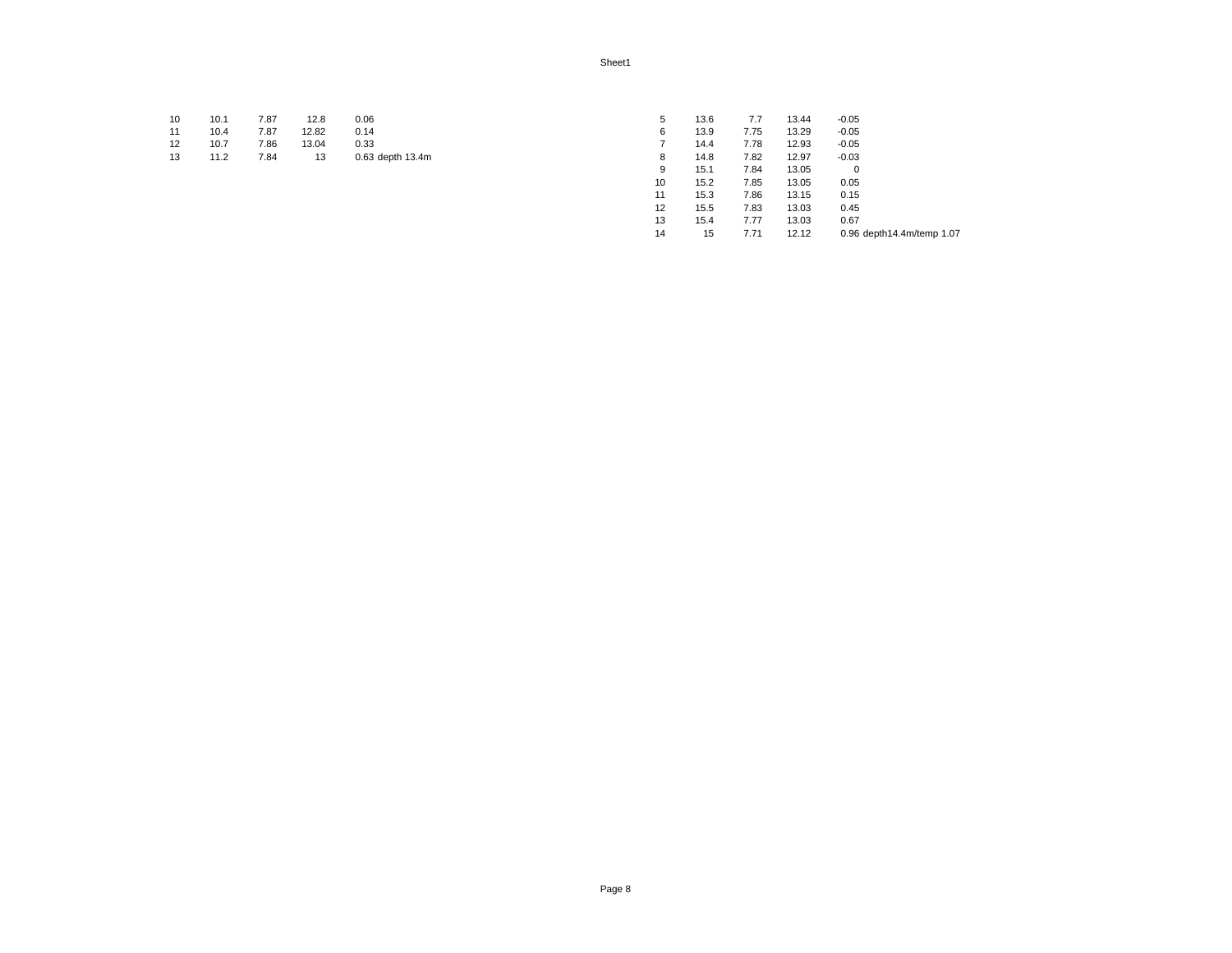| | | | | | |
|---|---|---|---|---|---|
| 10 | 10.1 | 7.87 | 12.8 | 0.06 | |
| 11 | 10.4 | 7.87 | 12.82 | 0.14 | |
| 12 | 10.7 | 7.86 | 13.04 | 0.33 | |
| 13 | 11.2 | 7.84 | 13 | 0.63 | depth 13.4m |

| | | | | | |
|---|---|---|---|---|---|
| 5 | 13.6 | 7.7 | 13.44 | -0.05 | |
| 6 | 13.9 | 7.75 | 13.29 | -0.05 | |
| 7 | 14.4 | 7.78 | 12.93 | -0.05 | |
| 8 | 14.8 | 7.82 | 12.97 | -0.03 | |
| 9 | 15.1 | 7.84 | 13.05 | 0 | |
| 10 | 15.2 | 7.85 | 13.05 | 0.05 | |
| 11 | 15.3 | 7.86 | 13.15 | 0.15 | |
| 12 | 15.5 | 7.83 | 13.03 | 0.45 | |
| 13 | 15.4 | 7.77 | 13.03 | 0.67 | |
| 14 | 15 | 7.71 | 12.12 | 0.96 | depth14.4m/temp 1.07 |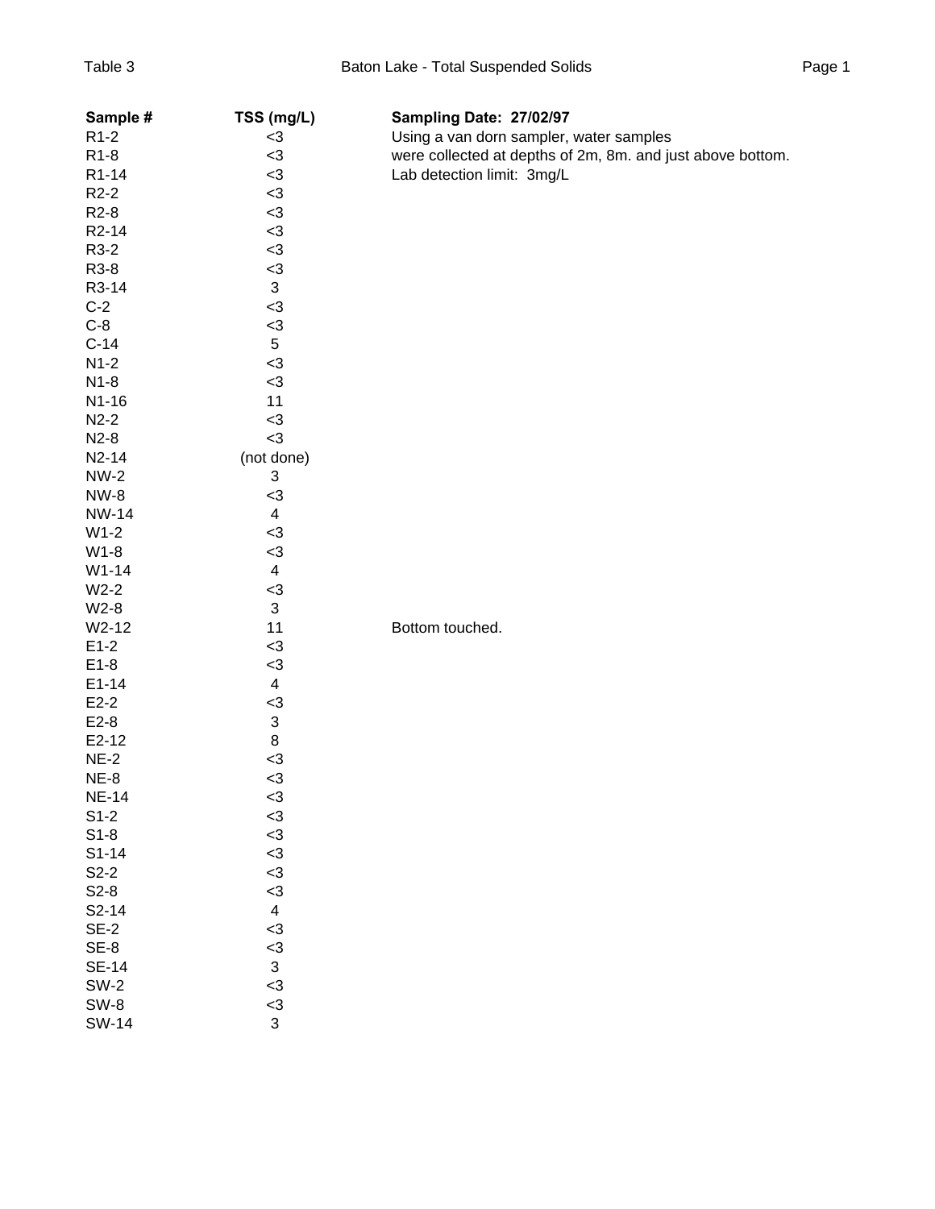Table 3 — Baton Lake - Total Suspended Solids

| Sample # | TSS (mg/L) | Sampling Date: 27/02/97 |
|---|---|---|
| R1-2 | <3 | Using a van dorn sampler, water samples |
| R1-8 | <3 | were collected at depths of 2m, 8m. and just above bottom. |
| R1-14 | <3 | Lab detection limit: 3mg/L |
| R2-2 | <3 | |
| R2-8 | <3 | |
| R2-14 | <3 | |
| R3-2 | <3 | |
| R3-8 | <3 | |
| R3-14 | 3 | |
| C-2 | <3 | |
| C-8 | <3 | |
| C-14 | 5 | |
| N1-2 | <3 | |
| N1-8 | <3 | |
| N1-16 | 11 | |
| N2-2 | <3 | |
| N2-8 | <3 | |
| N2-14 | (not done) | |
| NW-2 | 3 | |
| NW-8 | <3 | |
| NW-14 | 4 | |
| W1-2 | <3 | |
| W1-8 | <3 | |
| W1-14 | 4 | |
| W2-2 | <3 | |
| W2-8 | 3 | |
| W2-12 | 11 | Bottom touched. |
| E1-2 | <3 | |
| E1-8 | <3 | |
| E1-14 | 4 | |
| E2-2 | <3 | |
| E2-8 | 3 | |
| E2-12 | 8 | |
| NE-2 | <3 | |
| NE-8 | <3 | |
| NE-14 | <3 | |
| S1-2 | <3 | |
| S1-8 | <3 | |
| S1-14 | <3 | |
| S2-2 | <3 | |
| S2-8 | <3 | |
| S2-14 | 4 | |
| SE-2 | <3 | |
| SE-8 | <3 | |
| SE-14 | 3 | |
| SW-2 | <3 | |
| SW-8 | <3 | |
| SW-14 | 3 | |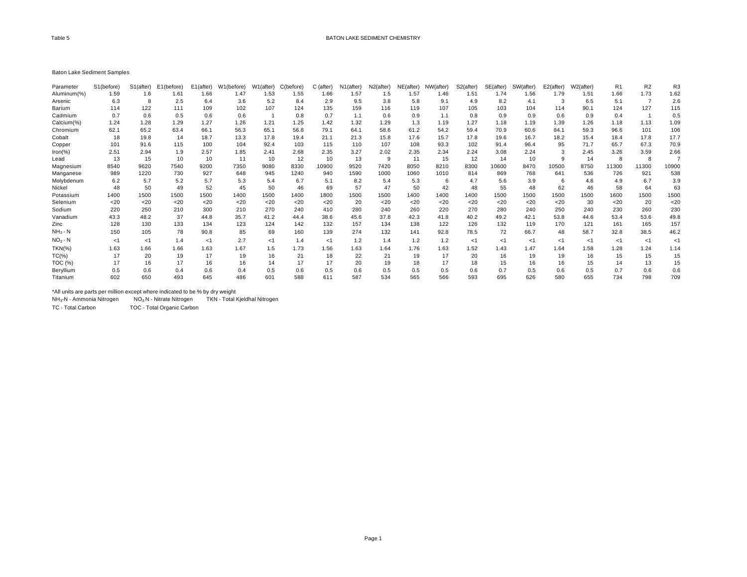Table 5

# BATON LAKE SEDIMENT CHEMISTRY

Baton Lake Sediment Samples

| Parameter | S1(before) | S1(after) | E1(before) | E1(after) | W1(before) | W1(after) | C(before) | C (after) | N1(after) | N2(after) | NE(after) | NW(after) | S2(after) | SE(after) | SW(after) | E2(after) | W2(after) | R1 | R2 | R3 |
|---|---|---|---|---|---|---|---|---|---|---|---|---|---|---|---|---|---|---|---|---|
| Aluminum(%) | 1.59 | 1.6 | 1.61 | 1.66 | 1.47 | 1.53 | 1.55 | 1.66 | 1.57 | 1.5 | 1.57 | 1.46 | 1.51 | 1.74 | 1.56 | 1.79 | 1.51 | 1.66 | 1.73 | 1.62 |
| Arsenic | 6.3 | 8 | 2.5 | 6.4 | 3.6 | 5.2 | 8.4 | 2.9 | 9.5 | 3.8 | 5.8 | 9.1 | 4.9 | 8.2 | 4.1 | 3 | 6.5 | 5.1 | 7 | 2.6 |
| Barium | 114 | 122 | 111 | 109 | 102 | 107 | 124 | 135 | 159 | 116 | 119 | 107 | 105 | 103 | 104 | 114 | 90.1 | 124 | 127 | 115 |
| Cadmium | 0.7 | 0.6 | 0.5 | 0.6 | 0.6 | 1 | 0.8 | 0.7 | 1.1 | 0.6 | 0.9 | 1.1 | 0.8 | 0.9 | 0.9 | 0.6 | 0.9 | 0.4 | 1 | 0.5 |
| Calcium(%) | 1.24 | 1.28 | 1.29 | 1.27 | 1.26 | 1.21 | 1.25 | 1.42 | 1.32 | 1.29 | 1.3 | 1.19 | 1.27 | 1.18 | 1.19 | 1.39 | 1.26 | 1.18 | 1.13 | 1.09 |
| Chromium | 62.1 | 65.2 | 63.4 | 66.1 | 56.3 | 65.1 | 56.8 | 79.1 | 64.1 | 58.6 | 61.2 | 54.2 | 59.4 | 70.9 | 60.6 | 84.1 | 59.3 | 96.6 | 101 | 106 |
| Cobalt | 18 | 19.8 | 14 | 18.7 | 13.3 | 17.8 | 19.4 | 21.1 | 21.3 | 15.8 | 17.6 | 15.7 | 17.8 | 19.6 | 16.7 | 18.2 | 15.4 | 18.4 | 17.8 | 17.7 |
| Copper | 101 | 91.6 | 115 | 100 | 104 | 92.4 | 103 | 115 | 110 | 107 | 108 | 93.3 | 102 | 91.4 | 96.4 | 95 | 71.7 | 65.7 | 67.3 | 70.9 |
| Iron(%) | 2.51 | 2.94 | 1.9 | 2.57 | 1.85 | 2.41 | 2.68 | 2.35 | 3.27 | 2.02 | 2.35 | 2.34 | 2.24 | 3.08 | 2.24 | 3 | 2.45 | 3.26 | 3.59 | 2.66 |
| Lead | 13 | 15 | 10 | 10 | 11 | 10 | 12 | 10 | 13 | 9 | 11 | 15 | 12 | 14 | 10 | 9 | 14 | 8 | 8 | 7 |
| Magnesium | 8540 | 9620 | 7540 | 9200 | 7350 | 9080 | 8330 | 10900 | 9520 | 7420 | 8050 | 8210 | 8300 | 10600 | 8470 | 10500 | 8750 | 11300 | 11300 | 10900 |
| Manganese | 989 | 1220 | 730 | 927 | 648 | 945 | 1240 | 940 | 1590 | 1000 | 1060 | 1010 | 814 | 869 | 768 | 641 | 536 | 726 | 921 | 538 |
| Molybdenum | 6.2 | 5.7 | 5.2 | 5.7 | 5.3 | 5.4 | 6.7 | 5.1 | 8.2 | 5.4 | 5.3 | 6 | 4.7 | 5.6 | 3.9 | 6 | 4.6 | 4.9 | 6.7 | 3.9 |
| Nickel | 48 | 50 | 49 | 52 | 45 | 50 | 46 | 69 | 57 | 47 | 50 | 42 | 48 | 55 | 48 | 62 | 46 | 58 | 64 | 63 |
| Potassium | 1400 | 1500 | 1500 | 1500 | 1400 | 1500 | 1400 | 1800 | 1500 | 1500 | 1400 | 1400 | 1400 | 1500 | 1500 | 1500 | 1500 | 1600 | 1500 | 1500 |
| Selenium | <20 | <20 | <20 | <20 | <20 | <20 | <20 | <20 | <20 | 20 | <20 | <20 | <20 | <20 | <20 | <20 | 30 | <20 | 20 | <20 |
| Sodium | 220 | 250 | 210 | 300 | 210 | 270 | 240 | 410 | 280 | 240 | 260 | 220 | 270 | 280 | 240 | 250 | 240 | 230 | 260 | 230 |
| Vanadium | 43.3 | 48.2 | 37 | 44.8 | 35.7 | 41.2 | 44.4 | 38.6 | 45.6 | 37.8 | 42.3 | 41.8 | 40.2 | 49.2 | 42.1 | 53.8 | 44.6 | 53.4 | 53.6 | 49.8 |
| Zinc | 128 | 130 | 133 | 134 | 123 | 124 | 142 | 132 | 157 | 134 | 138 | 122 | 126 | 132 | 119 | 170 | 121 | 161 | 165 | 157 |
| $NH_3$ - N | 150 | 105 | 78 | 90.8 | 85 | 69 | 160 | 139 | 274 | 132 | 141 | 92.8 | 78.5 | 72 | 66.7 | 48 | 58.7 | 32.8 | 38.5 | 46.2 |
| $NO_3$ - N | <1 | <1 | 1.4 | <1 | 2.7 | <1 | 1.4 | <1 | 1.2 | 1.4 | 1.2 | 1.2 | <1 | <1 | <1 | <1 | <1 | <1 | <1 | <1 |
| TKN(%) | 1.63 | 1.66 | 1.66 | 1.63 | 1.67 | 1.5 | 1.73 | 1.56 | 1.63 | 1.64 | 1.76 | 1.63 | 1.52 | 1.43 | 1.47 | 1.64 | 1.58 | 1.28 | 1.24 | 1.14 |
| TC(%) | 17 | 20 | 19 | 17 | 19 | 16 | 21 | 18 | 22 | 21 | 19 | 17 | 20 | 16 | 19 | 19 | 16 | 15 | 15 | 15 |
| TOC (%) | 17 | 16 | 17 | 16 | 16 | 14 | 17 | 17 | 20 | 19 | 18 | 17 | 18 | 15 | 16 | 16 | 15 | 14 | 13 | 15 |
| Beryllium | 0.5 | 0.6 | 0.4 | 0.6 | 0.4 | 0.5 | 0.6 | 0.5 | 0.6 | 0.5 | 0.5 | 0.5 | 0.6 | 0.7 | 0.5 | 0.6 | 0.5 | 0.7 | 0.6 | 0.6 |
| Titanium | 602 | 650 | 493 | 645 | 486 | 601 | 588 | 611 | 587 | 534 | 565 | 566 | 593 | 695 | 626 | 580 | 655 | 734 | 798 | 709 |

*All units are parts per million except where indicated to be % by dry weight

$NH_3$-N - Ammonia Nitrogen  $NO_3$-N - Nitrate Nitrogen  TKN - Total Kjeldhal Nitrogen

TC - Total Carbon  TOC - Total Organic Carbon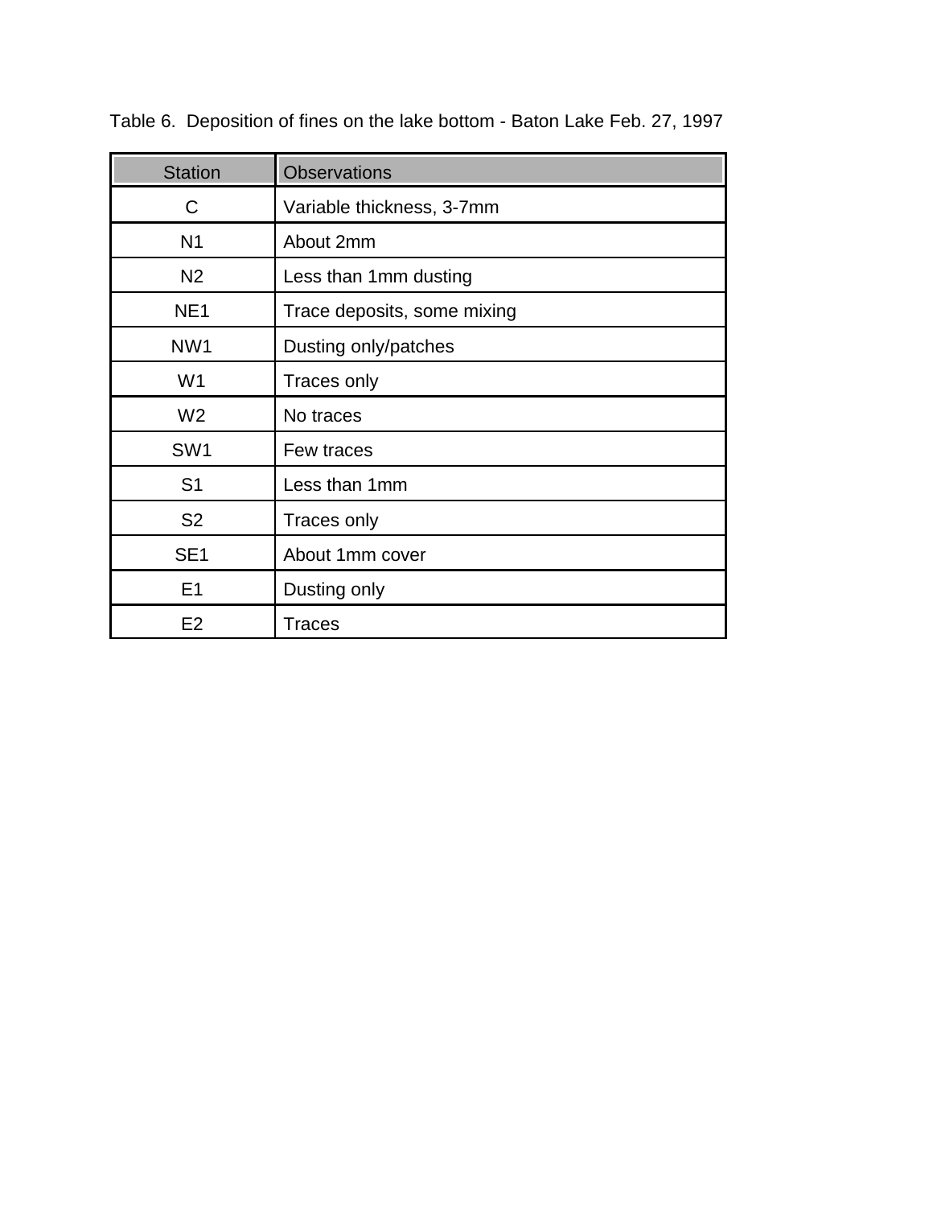Table 6. Deposition of fines on the lake bottom - Baton Lake Feb. 27, 1997

| Station | Observations |
|---|---|
| C | Variable thickness, 3-7mm |
| N1 | About 2mm |
| N2 | Less than 1mm dusting |
| NE1 | Trace deposits, some mixing |
| NW1 | Dusting only/patches |
| W1 | Traces only |
| W2 | No traces |
| SW1 | Few traces |
| S1 | Less than 1mm |
| S2 | Traces only |
| SE1 | About 1mm cover |
| E1 | Dusting only |
| E2 | Traces |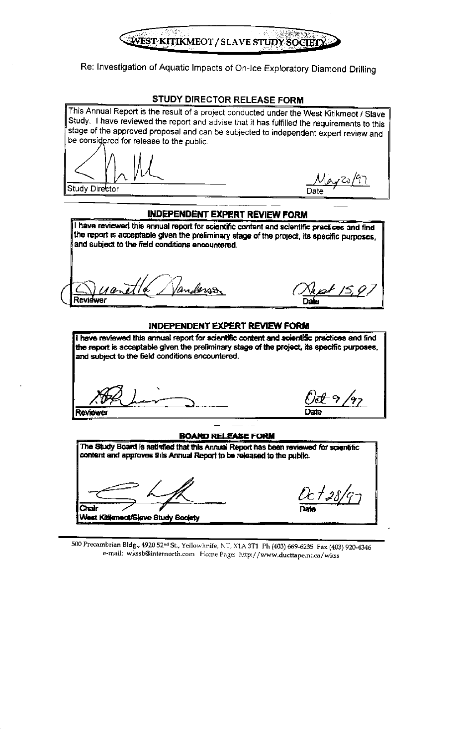**WEST KITIKMEOT / SLAVE STUDY SOCIETY**

Re: Investigation of Aquatic Impacts of On-Ice Exploratory Diamond Drilling

## STUDY DIRECTOR RELEASE FORM

This Annual Report is the result of a project conducted under the West Kitikmeot / Slave Study. I have reviewed the report and advise that it has fulfilled the requirements to this stage of the approved proposal and can be subjected to independent expert review and be considered for release to the public.

Study Director

Date: May 20/97

## INDEPENDENT EXPERT REVIEW FORM

I have reviewed this annual report for scientific content and scientific practices and find the report is acceptable given the preliminary stage of the project, its specific purposes, and subject to the field conditions encountered.

Reviewer: Quanetta Vanderson

Date: Sept 15, 97

## INDEPENDENT EXPERT REVIEW FORM

I have reviewed this annual report for scientific content and scientific practices and find the report is acceptable given the preliminary stage of the project, its specific purposes, and subject to the field conditions encountered.

Reviewer

Date: Oct 9 /97

## BOARD RELEASE FORM

The Study Board is satisfied that this Annual Report has been reviewed for scientific content and approves this Annual Report to be released to the public.

Chair
West Kitikmeot/Slave Study Society

Date: Oct 28/97

500 Precambrian Bldg., 4920 52nd St., Yellowknife, NT, X1A 3T1 Ph (403) 669-6235 Fax (403) 920-4346
e-mail: wkssb@internorth.com Home Page: http://www.ducttape.nt.ca/wkss